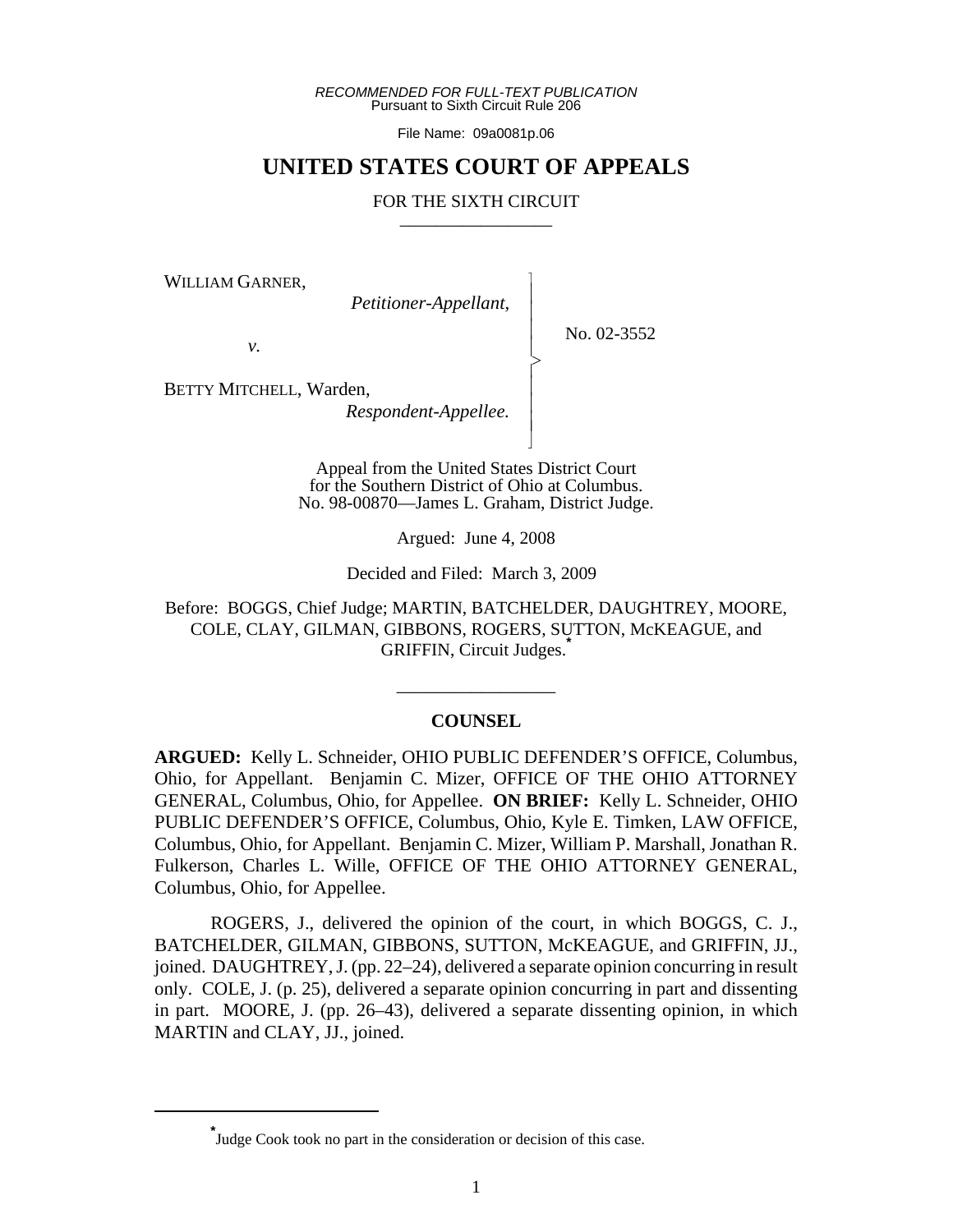*RECOMMENDED FOR FULL-TEXT PUBLICATION*
Pursuant to Sixth Circuit Rule 206

File Name: 09a0081p.06

# UNITED STATES COURT OF APPEALS

FOR THE SIXTH CIRCUIT

WILLIAM GARNER,
*Petitioner-Appellant,*

*v.*

BETTY MITCHELL, Warden,
*Respondent-Appellee.*

No. 02-3552

Appeal from the United States District Court for the Southern District of Ohio at Columbus.
No. 98-00870—James L. Graham, District Judge.

Argued: June 4, 2008

Decided and Filed: March 3, 2009

Before: BOGGS, Chief Judge; MARTIN, BATCHELDER, DAUGHTREY, MOORE, COLE, CLAY, GILMAN, GIBBONS, ROGERS, SUTTON, McKEAGUE, and GRIFFIN, Circuit Judges.*

## COUNSEL

**ARGUED:** Kelly L. Schneider, OHIO PUBLIC DEFENDER'S OFFICE, Columbus, Ohio, for Appellant. Benjamin C. Mizer, OFFICE OF THE OHIO ATTORNEY GENERAL, Columbus, Ohio, for Appellee. **ON BRIEF:** Kelly L. Schneider, OHIO PUBLIC DEFENDER'S OFFICE, Columbus, Ohio, Kyle E. Timken, LAW OFFICE, Columbus, Ohio, for Appellant. Benjamin C. Mizer, William P. Marshall, Jonathan R. Fulkerson, Charles L. Wille, OFFICE OF THE OHIO ATTORNEY GENERAL, Columbus, Ohio, for Appellee.

ROGERS, J., delivered the opinion of the court, in which BOGGS, C. J., BATCHELDER, GILMAN, GIBBONS, SUTTON, McKEAGUE, and GRIFFIN, JJ., joined. DAUGHTREY, J. (pp. 22–24), delivered a separate opinion concurring in result only. COLE, J. (p. 25), delivered a separate opinion concurring in part and dissenting in part. MOORE, J. (pp. 26–43), delivered a separate dissenting opinion, in which MARTIN and CLAY, JJ., joined.

---

*Judge Cook took no part in the consideration or decision of this case.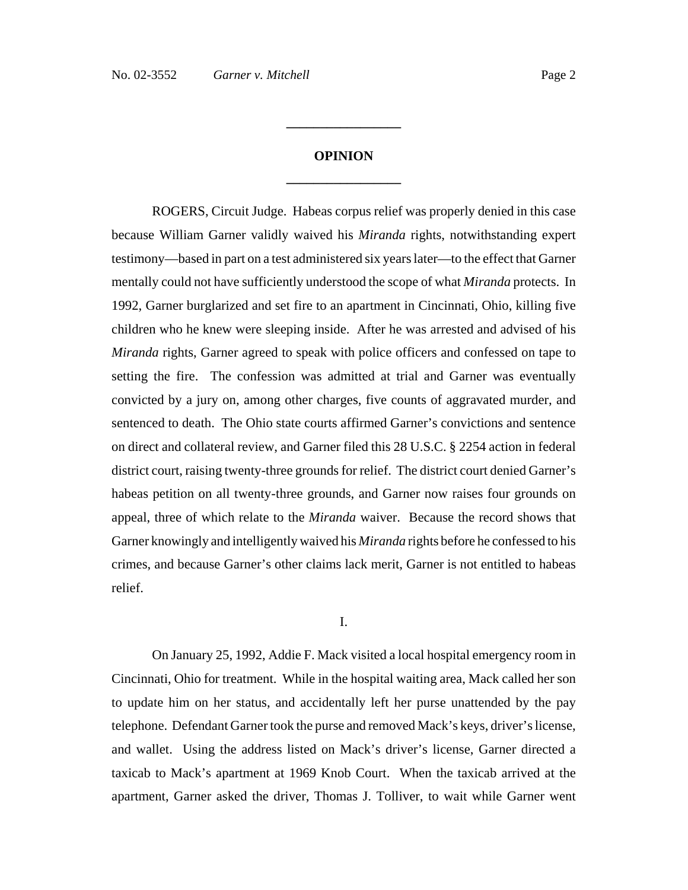# OPINION

ROGERS, Circuit Judge. Habeas corpus relief was properly denied in this case because William Garner validly waived his *Miranda* rights, notwithstanding expert testimony—based in part on a test administered six years later—to the effect that Garner mentally could not have sufficiently understood the scope of what *Miranda* protects. In 1992, Garner burglarized and set fire to an apartment in Cincinnati, Ohio, killing five children who he knew were sleeping inside. After he was arrested and advised of his *Miranda* rights, Garner agreed to speak with police officers and confessed on tape to setting the fire. The confession was admitted at trial and Garner was eventually convicted by a jury on, among other charges, five counts of aggravated murder, and sentenced to death. The Ohio state courts affirmed Garner's convictions and sentence on direct and collateral review, and Garner filed this 28 U.S.C. § 2254 action in federal district court, raising twenty-three grounds for relief. The district court denied Garner's habeas petition on all twenty-three grounds, and Garner now raises four grounds on appeal, three of which relate to the *Miranda* waiver. Because the record shows that Garner knowingly and intelligently waived his *Miranda* rights before he confessed to his crimes, and because Garner's other claims lack merit, Garner is not entitled to habeas relief.

## I.

On January 25, 1992, Addie F. Mack visited a local hospital emergency room in Cincinnati, Ohio for treatment. While in the hospital waiting area, Mack called her son to update him on her status, and accidentally left her purse unattended by the pay telephone. Defendant Garner took the purse and removed Mack's keys, driver's license, and wallet. Using the address listed on Mack's driver's license, Garner directed a taxicab to Mack's apartment at 1969 Knob Court. When the taxicab arrived at the apartment, Garner asked the driver, Thomas J. Tolliver, to wait while Garner went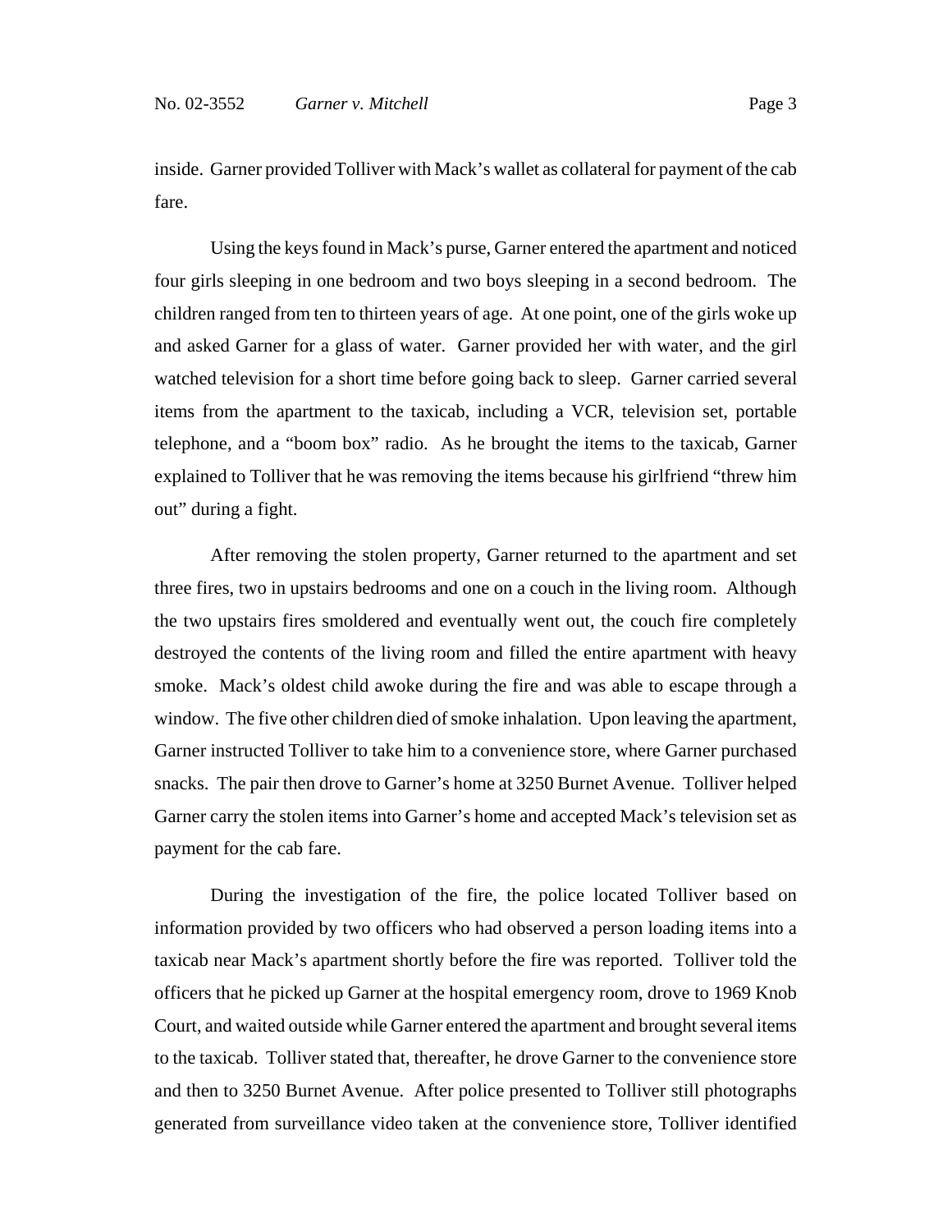inside. Garner provided Tolliver with Mack's wallet as collateral for payment of the cab fare.

Using the keys found in Mack's purse, Garner entered the apartment and noticed four girls sleeping in one bedroom and two boys sleeping in a second bedroom. The children ranged from ten to thirteen years of age. At one point, one of the girls woke up and asked Garner for a glass of water. Garner provided her with water, and the girl watched television for a short time before going back to sleep. Garner carried several items from the apartment to the taxicab, including a VCR, television set, portable telephone, and a "boom box" radio. As he brought the items to the taxicab, Garner explained to Tolliver that he was removing the items because his girlfriend "threw him out" during a fight.

After removing the stolen property, Garner returned to the apartment and set three fires, two in upstairs bedrooms and one on a couch in the living room. Although the two upstairs fires smoldered and eventually went out, the couch fire completely destroyed the contents of the living room and filled the entire apartment with heavy smoke. Mack's oldest child awoke during the fire and was able to escape through a window. The five other children died of smoke inhalation. Upon leaving the apartment, Garner instructed Tolliver to take him to a convenience store, where Garner purchased snacks. The pair then drove to Garner's home at 3250 Burnet Avenue. Tolliver helped Garner carry the stolen items into Garner's home and accepted Mack's television set as payment for the cab fare.

During the investigation of the fire, the police located Tolliver based on information provided by two officers who had observed a person loading items into a taxicab near Mack's apartment shortly before the fire was reported. Tolliver told the officers that he picked up Garner at the hospital emergency room, drove to 1969 Knob Court, and waited outside while Garner entered the apartment and brought several items to the taxicab. Tolliver stated that, thereafter, he drove Garner to the convenience store and then to 3250 Burnet Avenue. After police presented to Tolliver still photographs generated from surveillance video taken at the convenience store, Tolliver identified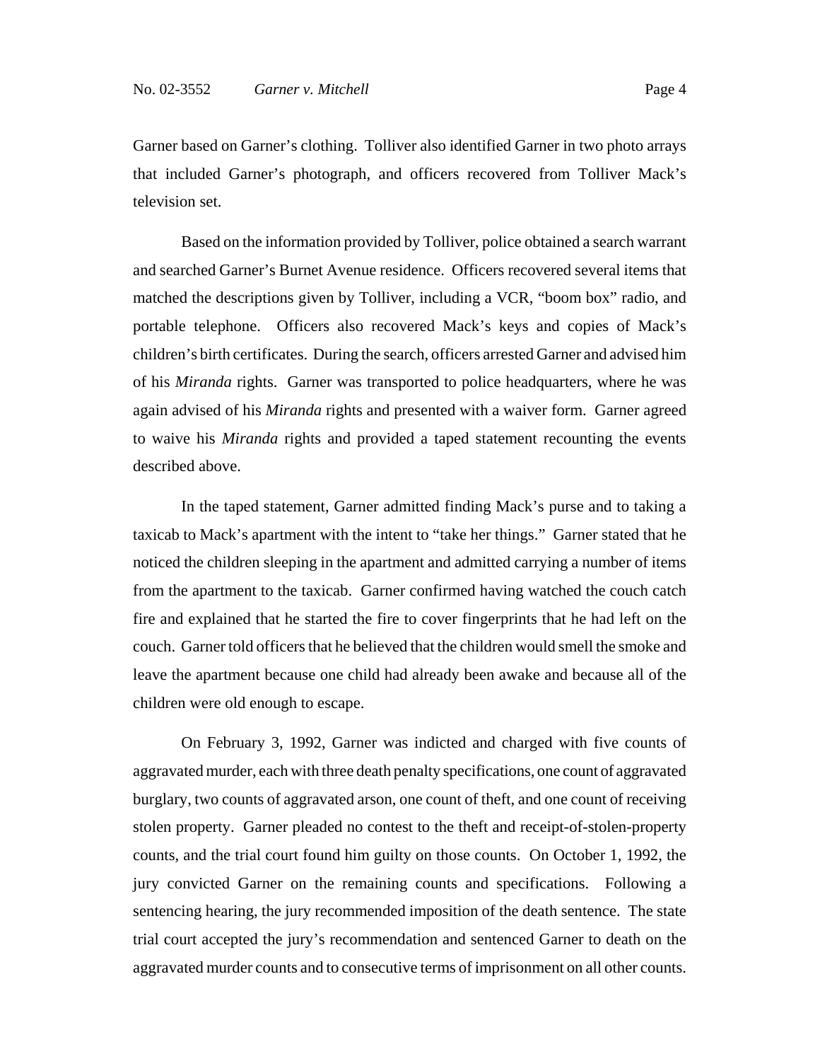Garner based on Garner's clothing. Tolliver also identified Garner in two photo arrays that included Garner's photograph, and officers recovered from Tolliver Mack's television set.

Based on the information provided by Tolliver, police obtained a search warrant and searched Garner's Burnet Avenue residence. Officers recovered several items that matched the descriptions given by Tolliver, including a VCR, "boom box" radio, and portable telephone. Officers also recovered Mack's keys and copies of Mack's children's birth certificates. During the search, officers arrested Garner and advised him of his *Miranda* rights. Garner was transported to police headquarters, where he was again advised of his *Miranda* rights and presented with a waiver form. Garner agreed to waive his *Miranda* rights and provided a taped statement recounting the events described above.

In the taped statement, Garner admitted finding Mack's purse and to taking a taxicab to Mack's apartment with the intent to "take her things." Garner stated that he noticed the children sleeping in the apartment and admitted carrying a number of items from the apartment to the taxicab. Garner confirmed having watched the couch catch fire and explained that he started the fire to cover fingerprints that he had left on the couch. Garner told officers that he believed that the children would smell the smoke and leave the apartment because one child had already been awake and because all of the children were old enough to escape.

On February 3, 1992, Garner was indicted and charged with five counts of aggravated murder, each with three death penalty specifications, one count of aggravated burglary, two counts of aggravated arson, one count of theft, and one count of receiving stolen property. Garner pleaded no contest to the theft and receipt-of-stolen-property counts, and the trial court found him guilty on those counts. On October 1, 1992, the jury convicted Garner on the remaining counts and specifications. Following a sentencing hearing, the jury recommended imposition of the death sentence. The state trial court accepted the jury's recommendation and sentenced Garner to death on the aggravated murder counts and to consecutive terms of imprisonment on all other counts.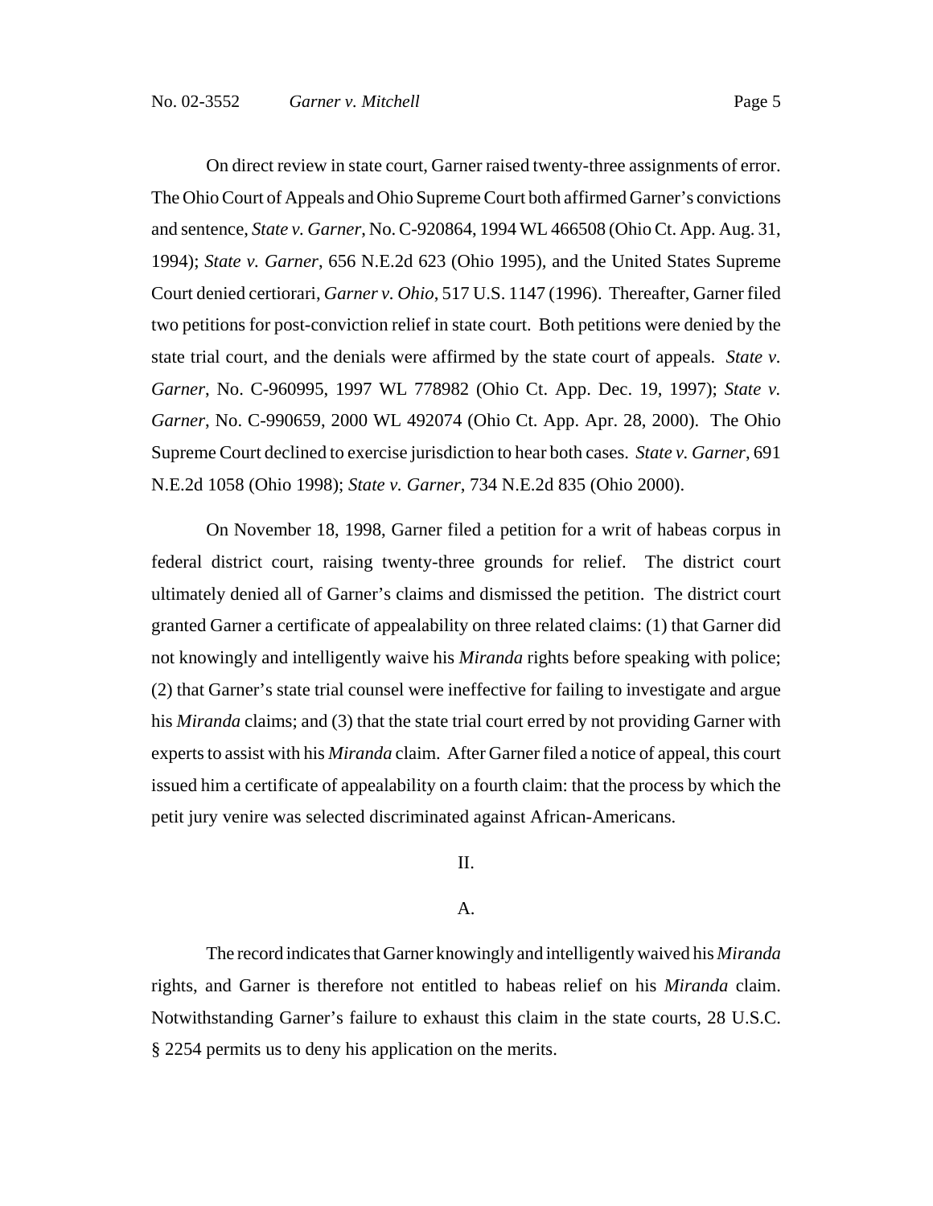On direct review in state court, Garner raised twenty-three assignments of error. The Ohio Court of Appeals and Ohio Supreme Court both affirmed Garner's convictions and sentence, *State v. Garner*, No. C-920864, 1994 WL 466508 (Ohio Ct. App. Aug. 31, 1994); *State v. Garner*, 656 N.E.2d 623 (Ohio 1995), and the United States Supreme Court denied certiorari, *Garner v. Ohio*, 517 U.S. 1147 (1996). Thereafter, Garner filed two petitions for post-conviction relief in state court. Both petitions were denied by the state trial court, and the denials were affirmed by the state court of appeals. *State v. Garner*, No. C-960995, 1997 WL 778982 (Ohio Ct. App. Dec. 19, 1997); *State v. Garner*, No. C-990659, 2000 WL 492074 (Ohio Ct. App. Apr. 28, 2000). The Ohio Supreme Court declined to exercise jurisdiction to hear both cases. *State v. Garner*, 691 N.E.2d 1058 (Ohio 1998); *State v. Garner*, 734 N.E.2d 835 (Ohio 2000).

On November 18, 1998, Garner filed a petition for a writ of habeas corpus in federal district court, raising twenty-three grounds for relief. The district court ultimately denied all of Garner's claims and dismissed the petition. The district court granted Garner a certificate of appealability on three related claims: (1) that Garner did not knowingly and intelligently waive his *Miranda* rights before speaking with police; (2) that Garner's state trial counsel were ineffective for failing to investigate and argue his *Miranda* claims; and (3) that the state trial court erred by not providing Garner with experts to assist with his *Miranda* claim. After Garner filed a notice of appeal, this court issued him a certificate of appealability on a fourth claim: that the process by which the petit jury venire was selected discriminated against African-Americans.

## II.

### A.

The record indicates that Garner knowingly and intelligently waived his *Miranda* rights, and Garner is therefore not entitled to habeas relief on his *Miranda* claim. Notwithstanding Garner's failure to exhaust this claim in the state courts, 28 U.S.C. § 2254 permits us to deny his application on the merits.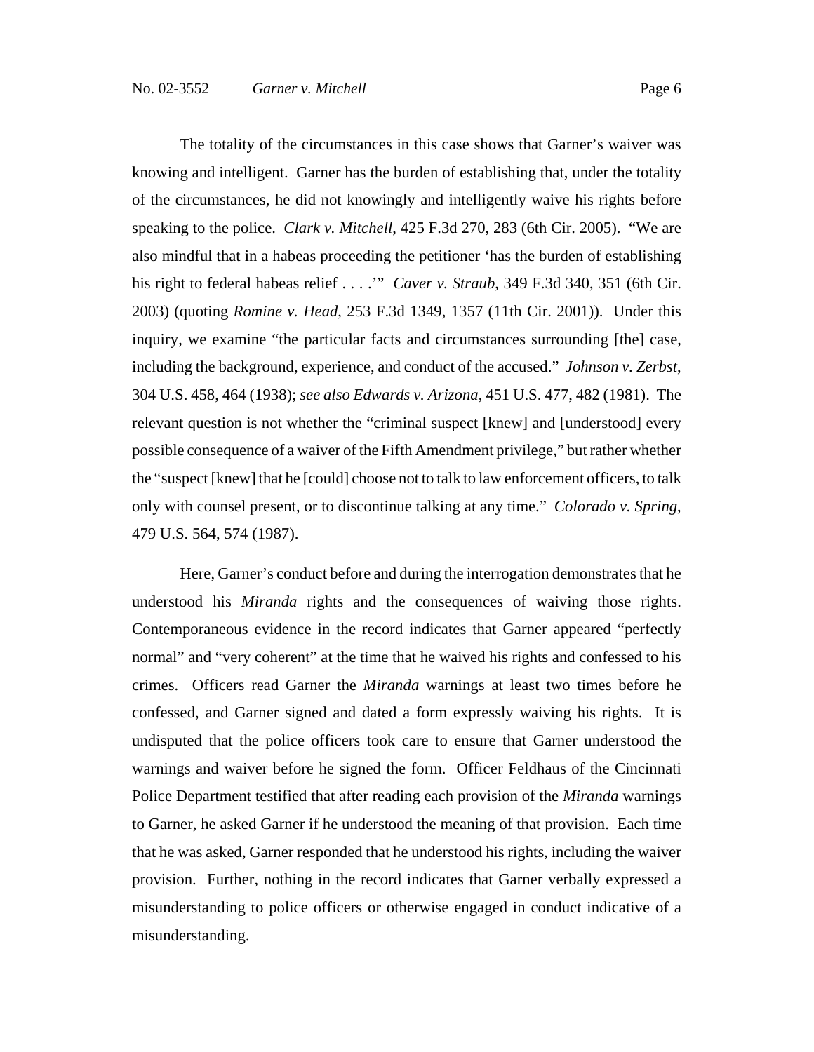The totality of the circumstances in this case shows that Garner's waiver was knowing and intelligent. Garner has the burden of establishing that, under the totality of the circumstances, he did not knowingly and intelligently waive his rights before speaking to the police. *Clark v. Mitchell*, 425 F.3d 270, 283 (6th Cir. 2005). "We are also mindful that in a habeas proceeding the petitioner 'has the burden of establishing his right to federal habeas relief . . . .'" *Caver v. Straub*, 349 F.3d 340, 351 (6th Cir. 2003) (quoting *Romine v. Head*, 253 F.3d 1349, 1357 (11th Cir. 2001)). Under this inquiry, we examine "the particular facts and circumstances surrounding [the] case, including the background, experience, and conduct of the accused." *Johnson v. Zerbst*, 304 U.S. 458, 464 (1938); *see also Edwards v. Arizona*, 451 U.S. 477, 482 (1981). The relevant question is not whether the "criminal suspect [knew] and [understood] every possible consequence of a waiver of the Fifth Amendment privilege," but rather whether the "suspect [knew] that he [could] choose not to talk to law enforcement officers, to talk only with counsel present, or to discontinue talking at any time." *Colorado v. Spring*, 479 U.S. 564, 574 (1987).

Here, Garner's conduct before and during the interrogation demonstrates that he understood his *Miranda* rights and the consequences of waiving those rights. Contemporaneous evidence in the record indicates that Garner appeared "perfectly normal" and "very coherent" at the time that he waived his rights and confessed to his crimes. Officers read Garner the *Miranda* warnings at least two times before he confessed, and Garner signed and dated a form expressly waiving his rights. It is undisputed that the police officers took care to ensure that Garner understood the warnings and waiver before he signed the form. Officer Feldhaus of the Cincinnati Police Department testified that after reading each provision of the *Miranda* warnings to Garner, he asked Garner if he understood the meaning of that provision. Each time that he was asked, Garner responded that he understood his rights, including the waiver provision. Further, nothing in the record indicates that Garner verbally expressed a misunderstanding to police officers or otherwise engaged in conduct indicative of a misunderstanding.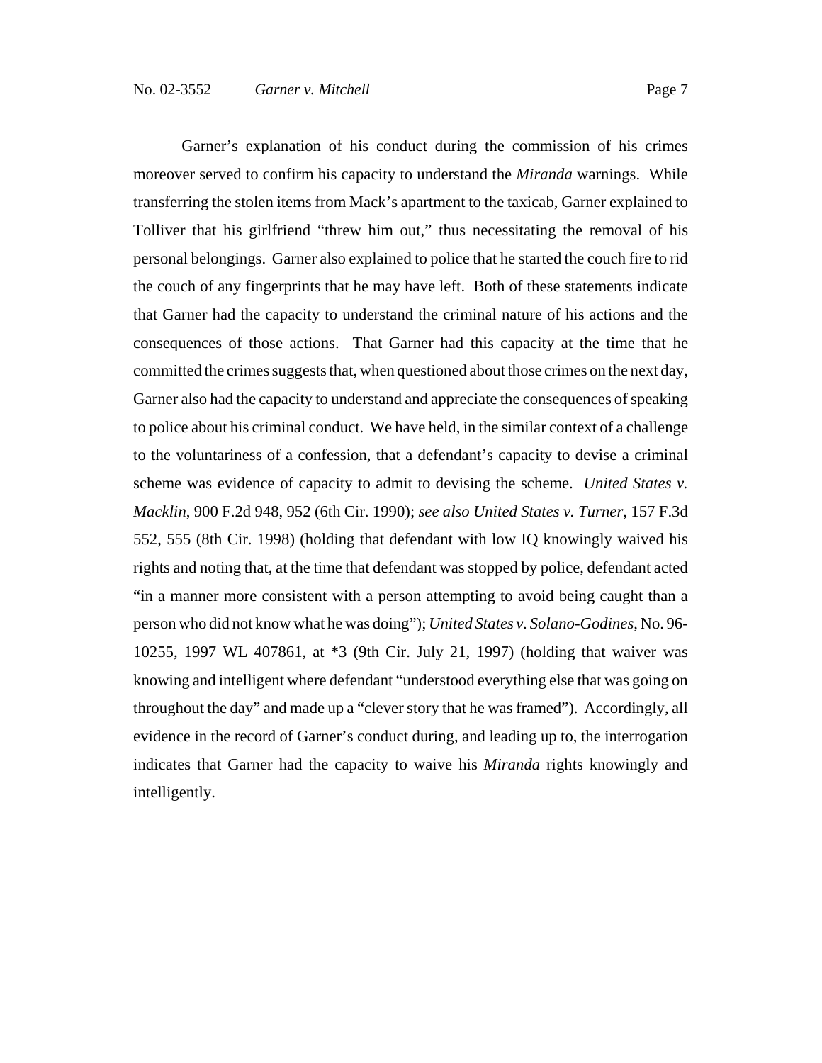Garner's explanation of his conduct during the commission of his crimes moreover served to confirm his capacity to understand the *Miranda* warnings. While transferring the stolen items from Mack's apartment to the taxicab, Garner explained to Tolliver that his girlfriend "threw him out," thus necessitating the removal of his personal belongings. Garner also explained to police that he started the couch fire to rid the couch of any fingerprints that he may have left. Both of these statements indicate that Garner had the capacity to understand the criminal nature of his actions and the consequences of those actions. That Garner had this capacity at the time that he committed the crimes suggests that, when questioned about those crimes on the next day, Garner also had the capacity to understand and appreciate the consequences of speaking to police about his criminal conduct. We have held, in the similar context of a challenge to the voluntariness of a confession, that a defendant's capacity to devise a criminal scheme was evidence of capacity to admit to devising the scheme. *United States v. Macklin*, 900 F.2d 948, 952 (6th Cir. 1990); *see also United States v. Turner*, 157 F.3d 552, 555 (8th Cir. 1998) (holding that defendant with low IQ knowingly waived his rights and noting that, at the time that defendant was stopped by police, defendant acted "in a manner more consistent with a person attempting to avoid being caught than a person who did not know what he was doing"); *United States v. Solano-Godines*, No. 96-10255, 1997 WL 407861, at *3 (9th Cir. July 21, 1997) (holding that waiver was knowing and intelligent where defendant "understood everything else that was going on throughout the day" and made up a "clever story that he was framed"). Accordingly, all evidence in the record of Garner's conduct during, and leading up to, the interrogation indicates that Garner had the capacity to waive his *Miranda* rights knowingly and intelligently.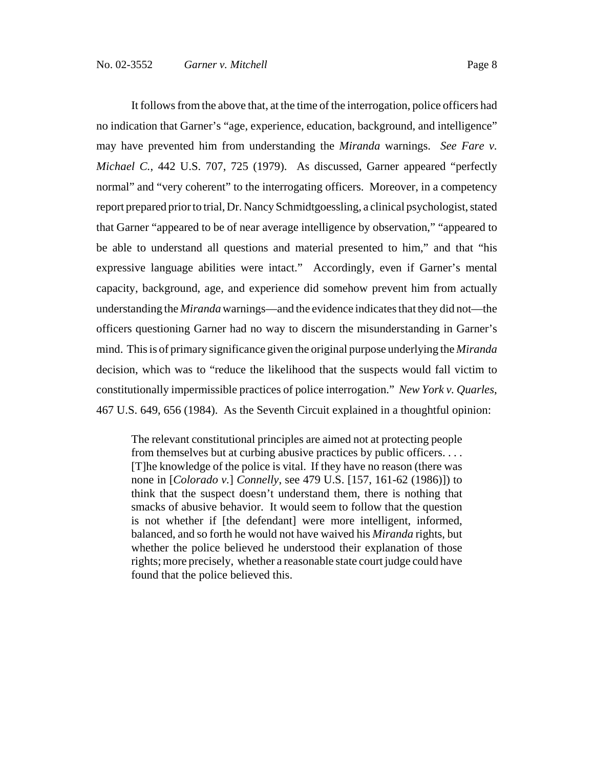It follows from the above that, at the time of the interrogation, police officers had no indication that Garner's "age, experience, education, background, and intelligence" may have prevented him from understanding the *Miranda* warnings. *See Fare v. Michael C.*, 442 U.S. 707, 725 (1979). As discussed, Garner appeared "perfectly normal" and "very coherent" to the interrogating officers. Moreover, in a competency report prepared prior to trial, Dr. Nancy Schmidtgoessling, a clinical psychologist, stated that Garner "appeared to be of near average intelligence by observation," "appeared to be able to understand all questions and material presented to him," and that "his expressive language abilities were intact." Accordingly, even if Garner's mental capacity, background, age, and experience did somehow prevent him from actually understanding the *Miranda* warnings—and the evidence indicates that they did not—the officers questioning Garner had no way to discern the misunderstanding in Garner's mind. This is of primary significance given the original purpose underlying the *Miranda* decision, which was to "reduce the likelihood that the suspects would fall victim to constitutionally impermissible practices of police interrogation." *New York v. Quarles*, 467 U.S. 649, 656 (1984). As the Seventh Circuit explained in a thoughtful opinion:

> The relevant constitutional principles are aimed not at protecting people from themselves but at curbing abusive practices by public officers. . . . [T]he knowledge of the police is vital. If they have no reason (there was none in [*Colorado v.*] *Connelly*, see 479 U.S. [157, 161-62 (1986)]) to think that the suspect doesn't understand them, there is nothing that smacks of abusive behavior. It would seem to follow that the question is not whether if [the defendant] were more intelligent, informed, balanced, and so forth he would not have waived his *Miranda* rights, but whether the police believed he understood their explanation of those rights; more precisely, whether a reasonable state court judge could have found that the police believed this.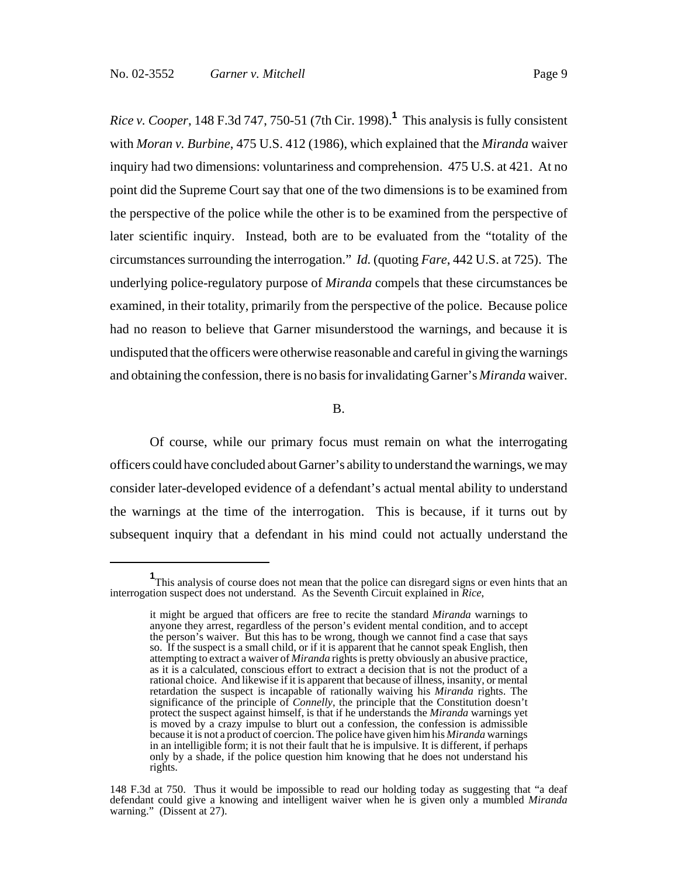*Rice v. Cooper*, 148 F.3d 747, 750-51 (7th Cir. 1998).[1] This analysis is fully consistent with *Moran v. Burbine*, 475 U.S. 412 (1986), which explained that the *Miranda* waiver inquiry had two dimensions: voluntariness and comprehension. 475 U.S. at 421. At no point did the Supreme Court say that one of the two dimensions is to be examined from the perspective of the police while the other is to be examined from the perspective of later scientific inquiry. Instead, both are to be evaluated from the "totality of the circumstances surrounding the interrogation." *Id.* (quoting *Fare*, 442 U.S. at 725). The underlying police-regulatory purpose of *Miranda* compels that these circumstances be examined, in their totality, primarily from the perspective of the police. Because police had no reason to believe that Garner misunderstood the warnings, and because it is undisputed that the officers were otherwise reasonable and careful in giving the warnings and obtaining the confession, there is no basis for invalidating Garner's *Miranda* waiver.

B.

Of course, while our primary focus must remain on what the interrogating officers could have concluded about Garner's ability to understand the warnings, we may consider later-developed evidence of a defendant's actual mental ability to understand the warnings at the time of the interrogation. This is because, if it turns out by subsequent inquiry that a defendant in his mind could not actually understand the

---

[1] This analysis of course does not mean that the police can disregard signs or even hints that an interrogation suspect does not understand. As the Seventh Circuit explained in *Rice*,

> it might be argued that officers are free to recite the standard *Miranda* warnings to anyone they arrest, regardless of the person's evident mental condition, and to accept the person's waiver. But this has to be wrong, though we cannot find a case that says so. If the suspect is a small child, or if it is apparent that he cannot speak English, then attempting to extract a waiver of *Miranda* rights is pretty obviously an abusive practice, as it is a calculated, conscious effort to extract a decision that is not the product of a rational choice. And likewise if it is apparent that because of illness, insanity, or mental retardation the suspect is incapable of rationally waiving his *Miranda* rights. The significance of the principle of *Connelly*, the principle that the Constitution doesn't protect the suspect against himself, is that if he understands the *Miranda* warnings yet is moved by a crazy impulse to blurt out a confession, the confession is admissible because it is not a product of coercion. The police have given him his *Miranda* warnings in an intelligible form; it is not their fault that he is impulsive. It is different, if perhaps only by a shade, if the police question him knowing that he does not understand his rights.

148 F.3d at 750. Thus it would be impossible to read our holding today as suggesting that "a deaf defendant could give a knowing and intelligent waiver when he is given only a mumbled *Miranda* warning." (Dissent at 27).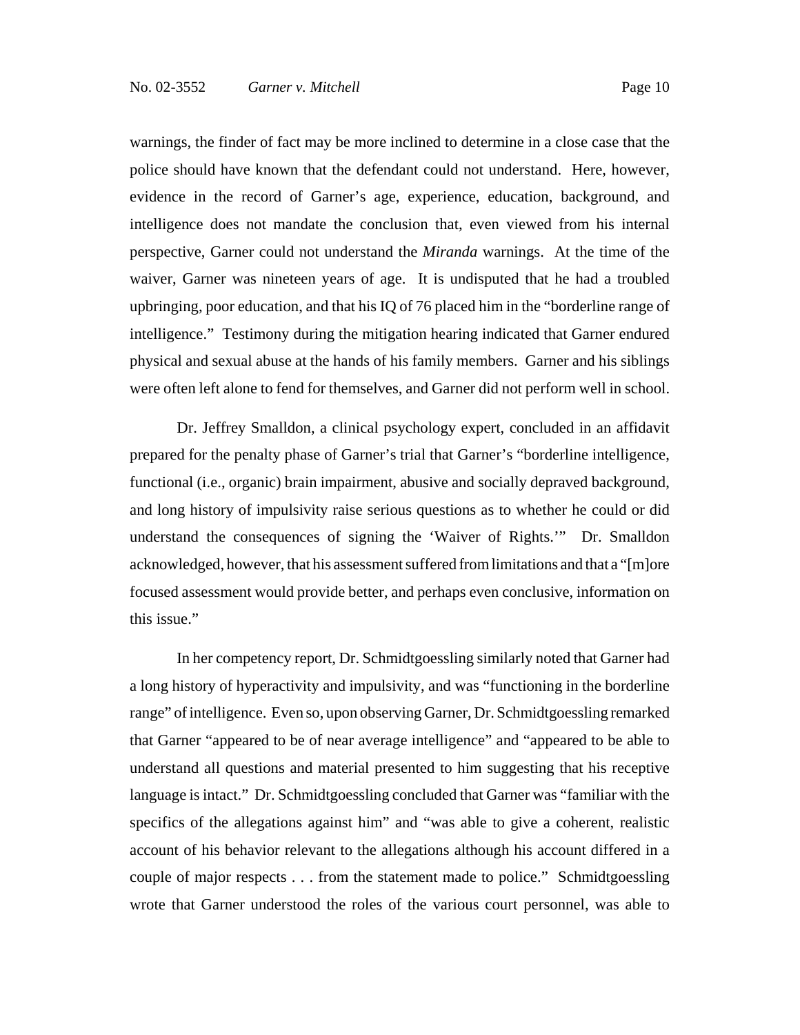warnings, the finder of fact may be more inclined to determine in a close case that the police should have known that the defendant could not understand. Here, however, evidence in the record of Garner's age, experience, education, background, and intelligence does not mandate the conclusion that, even viewed from his internal perspective, Garner could not understand the *Miranda* warnings. At the time of the waiver, Garner was nineteen years of age. It is undisputed that he had a troubled upbringing, poor education, and that his IQ of 76 placed him in the "borderline range of intelligence." Testimony during the mitigation hearing indicated that Garner endured physical and sexual abuse at the hands of his family members. Garner and his siblings were often left alone to fend for themselves, and Garner did not perform well in school.

Dr. Jeffrey Smalldon, a clinical psychology expert, concluded in an affidavit prepared for the penalty phase of Garner's trial that Garner's "borderline intelligence, functional (i.e., organic) brain impairment, abusive and socially depraved background, and long history of impulsivity raise serious questions as to whether he could or did understand the consequences of signing the 'Waiver of Rights.'" Dr. Smalldon acknowledged, however, that his assessment suffered from limitations and that a "[m]ore focused assessment would provide better, and perhaps even conclusive, information on this issue."

In her competency report, Dr. Schmidtgoessling similarly noted that Garner had a long history of hyperactivity and impulsivity, and was "functioning in the borderline range" of intelligence. Even so, upon observing Garner, Dr. Schmidtgoessling remarked that Garner "appeared to be of near average intelligence" and "appeared to be able to understand all questions and material presented to him suggesting that his receptive language is intact." Dr. Schmidtgoessling concluded that Garner was "familiar with the specifics of the allegations against him" and "was able to give a coherent, realistic account of his behavior relevant to the allegations although his account differed in a couple of major respects . . . from the statement made to police." Schmidtgoessling wrote that Garner understood the roles of the various court personnel, was able to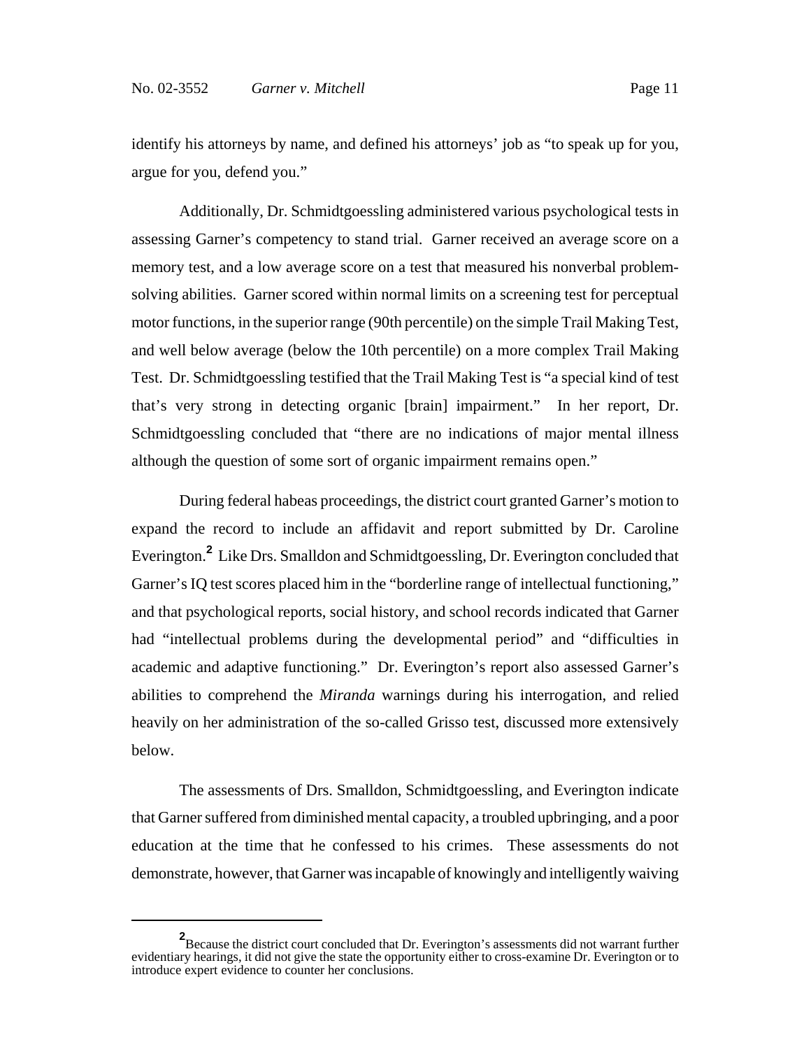identify his attorneys by name, and defined his attorneys' job as "to speak up for you, argue for you, defend you."

Additionally, Dr. Schmidtgoessling administered various psychological tests in assessing Garner's competency to stand trial. Garner received an average score on a memory test, and a low average score on a test that measured his nonverbal problem-solving abilities. Garner scored within normal limits on a screening test for perceptual motor functions, in the superior range (90th percentile) on the simple Trail Making Test, and well below average (below the 10th percentile) on a more complex Trail Making Test. Dr. Schmidtgoessling testified that the Trail Making Test is "a special kind of test that's very strong in detecting organic [brain] impairment." In her report, Dr. Schmidtgoessling concluded that "there are no indications of major mental illness although the question of some sort of organic impairment remains open."

During federal habeas proceedings, the district court granted Garner's motion to expand the record to include an affidavit and report submitted by Dr. Caroline Everington.[2] Like Drs. Smalldon and Schmidtgoessling, Dr. Everington concluded that Garner's IQ test scores placed him in the "borderline range of intellectual functioning," and that psychological reports, social history, and school records indicated that Garner had "intellectual problems during the developmental period" and "difficulties in academic and adaptive functioning." Dr. Everington's report also assessed Garner's abilities to comprehend the *Miranda* warnings during his interrogation, and relied heavily on her administration of the so-called Grisso test, discussed more extensively below.

The assessments of Drs. Smalldon, Schmidtgoessling, and Everington indicate that Garner suffered from diminished mental capacity, a troubled upbringing, and a poor education at the time that he confessed to his crimes. These assessments do not demonstrate, however, that Garner was incapable of knowingly and intelligently waiving

---

[2] Because the district court concluded that Dr. Everington's assessments did not warrant further evidentiary hearings, it did not give the state the opportunity either to cross-examine Dr. Everington or to introduce expert evidence to counter her conclusions.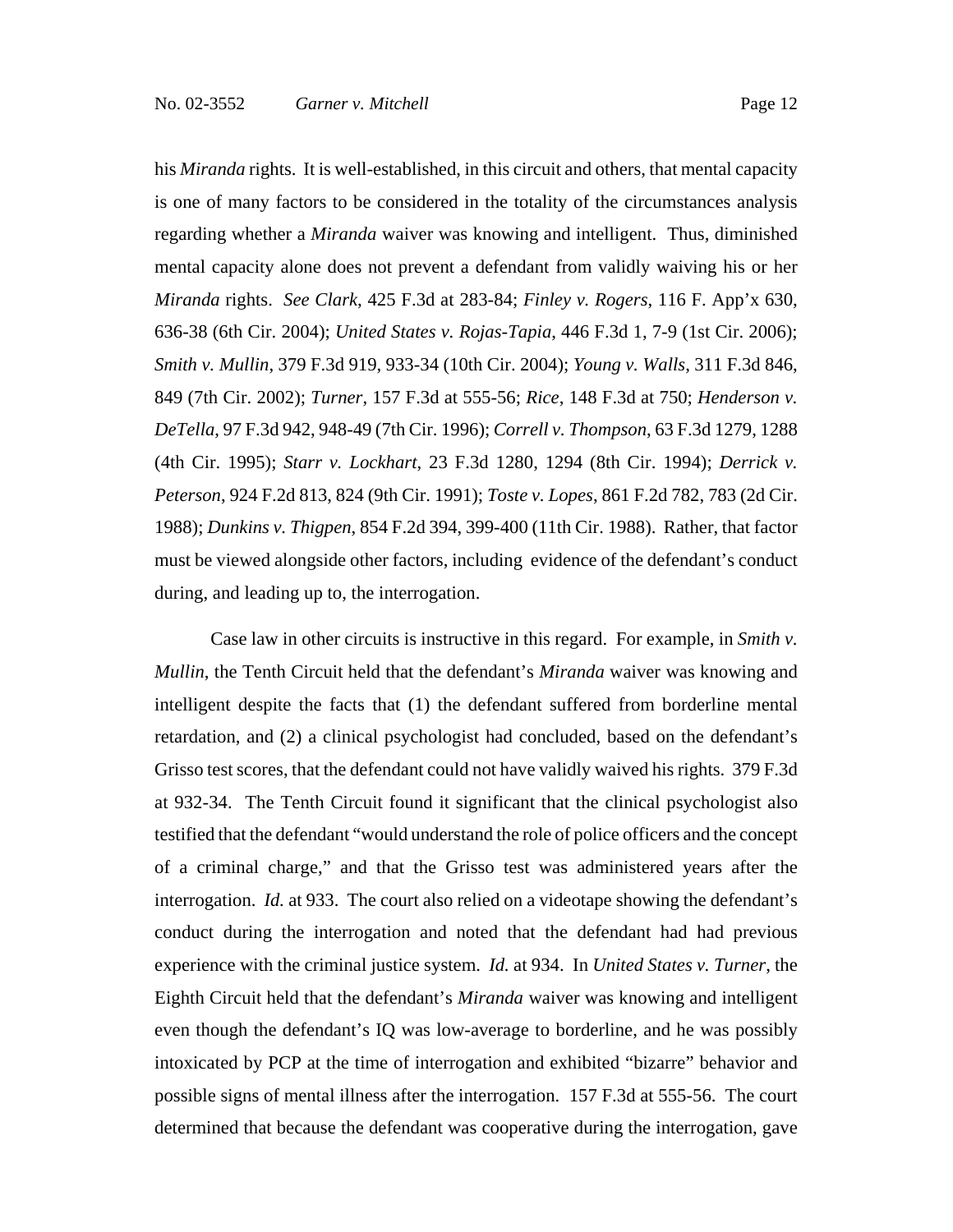his *Miranda* rights. It is well-established, in this circuit and others, that mental capacity is one of many factors to be considered in the totality of the circumstances analysis regarding whether a *Miranda* waiver was knowing and intelligent. Thus, diminished mental capacity alone does not prevent a defendant from validly waiving his or her *Miranda* rights. *See Clark*, 425 F.3d at 283-84; *Finley v. Rogers*, 116 F. App'x 630, 636-38 (6th Cir. 2004); *United States v. Rojas-Tapia*, 446 F.3d 1, 7-9 (1st Cir. 2006); *Smith v. Mullin*, 379 F.3d 919, 933-34 (10th Cir. 2004); *Young v. Walls*, 311 F.3d 846, 849 (7th Cir. 2002); *Turner*, 157 F.3d at 555-56; *Rice*, 148 F.3d at 750; *Henderson v. DeTella*, 97 F.3d 942, 948-49 (7th Cir. 1996); *Correll v. Thompson*, 63 F.3d 1279, 1288 (4th Cir. 1995); *Starr v. Lockhart*, 23 F.3d 1280, 1294 (8th Cir. 1994); *Derrick v. Peterson*, 924 F.2d 813, 824 (9th Cir. 1991); *Toste v. Lopes*, 861 F.2d 782, 783 (2d Cir. 1988); *Dunkins v. Thigpen*, 854 F.2d 394, 399-400 (11th Cir. 1988). Rather, that factor must be viewed alongside other factors, including evidence of the defendant's conduct during, and leading up to, the interrogation.

Case law in other circuits is instructive in this regard. For example, in *Smith v. Mullin*, the Tenth Circuit held that the defendant's *Miranda* waiver was knowing and intelligent despite the facts that (1) the defendant suffered from borderline mental retardation, and (2) a clinical psychologist had concluded, based on the defendant's Grisso test scores, that the defendant could not have validly waived his rights. 379 F.3d at 932-34. The Tenth Circuit found it significant that the clinical psychologist also testified that the defendant "would understand the role of police officers and the concept of a criminal charge," and that the Grisso test was administered years after the interrogation. *Id.* at 933. The court also relied on a videotape showing the defendant's conduct during the interrogation and noted that the defendant had had previous experience with the criminal justice system. *Id.* at 934. In *United States v. Turner*, the Eighth Circuit held that the defendant's *Miranda* waiver was knowing and intelligent even though the defendant's IQ was low-average to borderline, and he was possibly intoxicated by PCP at the time of interrogation and exhibited "bizarre" behavior and possible signs of mental illness after the interrogation. 157 F.3d at 555-56. The court determined that because the defendant was cooperative during the interrogation, gave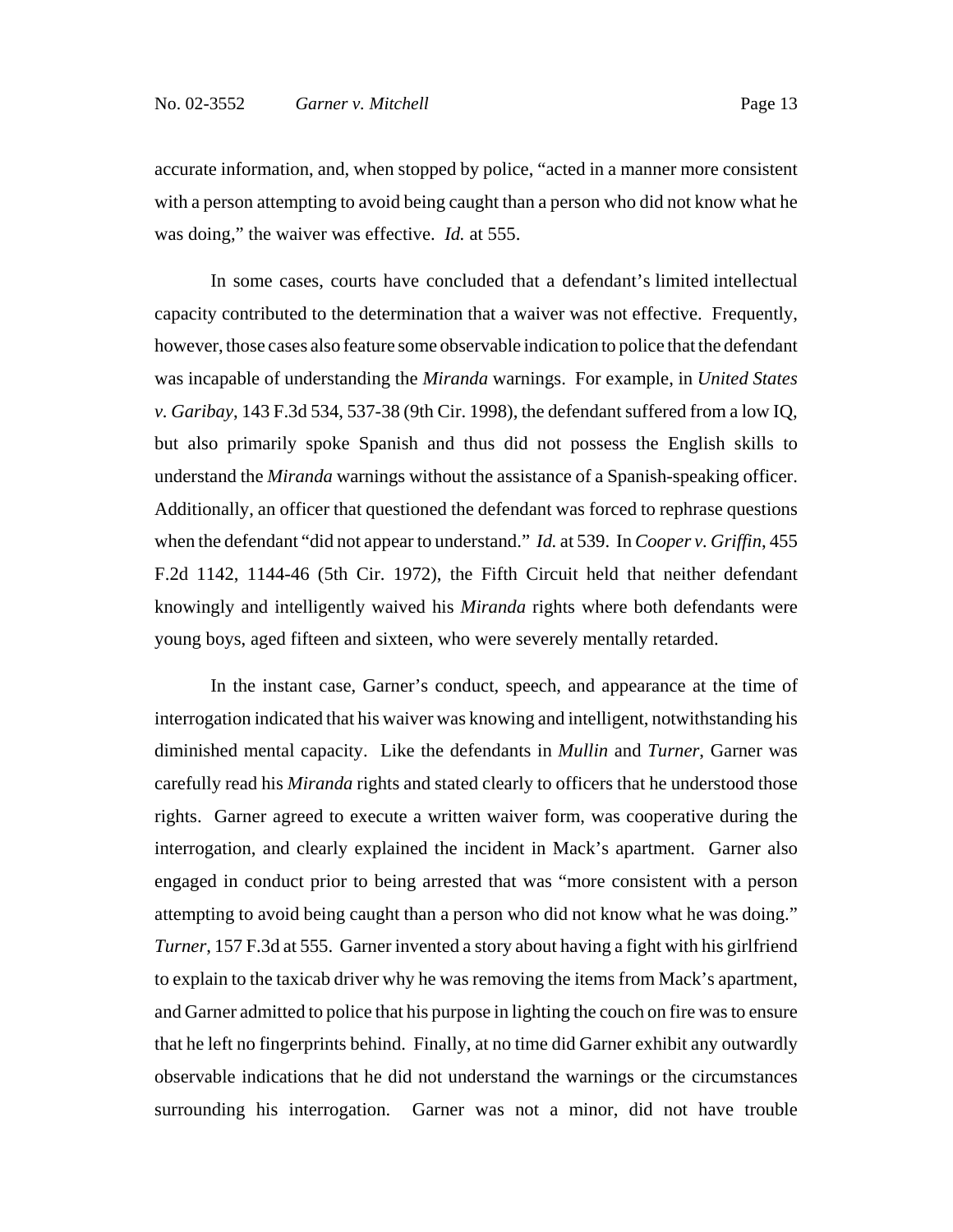accurate information, and, when stopped by police, "acted in a manner more consistent with a person attempting to avoid being caught than a person who did not know what he was doing," the waiver was effective. *Id.* at 555.

In some cases, courts have concluded that a defendant's limited intellectual capacity contributed to the determination that a waiver was not effective. Frequently, however, those cases also feature some observable indication to police that the defendant was incapable of understanding the *Miranda* warnings. For example, in *United States v. Garibay*, 143 F.3d 534, 537-38 (9th Cir. 1998), the defendant suffered from a low IQ, but also primarily spoke Spanish and thus did not possess the English skills to understand the *Miranda* warnings without the assistance of a Spanish-speaking officer. Additionally, an officer that questioned the defendant was forced to rephrase questions when the defendant "did not appear to understand." *Id.* at 539. In *Cooper v. Griffin*, 455 F.2d 1142, 1144-46 (5th Cir. 1972), the Fifth Circuit held that neither defendant knowingly and intelligently waived his *Miranda* rights where both defendants were young boys, aged fifteen and sixteen, who were severely mentally retarded.

In the instant case, Garner's conduct, speech, and appearance at the time of interrogation indicated that his waiver was knowing and intelligent, notwithstanding his diminished mental capacity. Like the defendants in *Mullin* and *Turner*, Garner was carefully read his *Miranda* rights and stated clearly to officers that he understood those rights. Garner agreed to execute a written waiver form, was cooperative during the interrogation, and clearly explained the incident in Mack's apartment. Garner also engaged in conduct prior to being arrested that was "more consistent with a person attempting to avoid being caught than a person who did not know what he was doing." *Turner*, 157 F.3d at 555. Garner invented a story about having a fight with his girlfriend to explain to the taxicab driver why he was removing the items from Mack's apartment, and Garner admitted to police that his purpose in lighting the couch on fire was to ensure that he left no fingerprints behind. Finally, at no time did Garner exhibit any outwardly observable indications that he did not understand the warnings or the circumstances surrounding his interrogation. Garner was not a minor, did not have trouble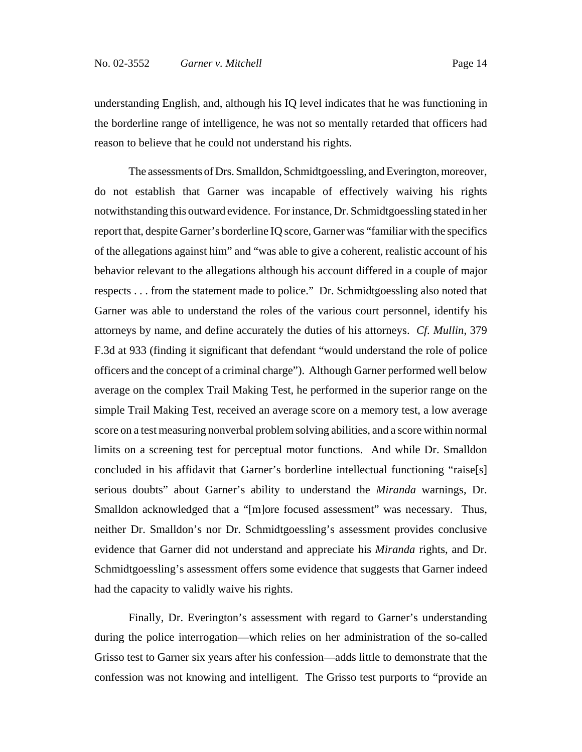understanding English, and, although his IQ level indicates that he was functioning in the borderline range of intelligence, he was not so mentally retarded that officers had reason to believe that he could not understand his rights.

The assessments of Drs. Smalldon, Schmidtgoessling, and Everington, moreover, do not establish that Garner was incapable of effectively waiving his rights notwithstanding this outward evidence. For instance, Dr. Schmidtgoessling stated in her report that, despite Garner's borderline IQ score, Garner was "familiar with the specifics of the allegations against him" and "was able to give a coherent, realistic account of his behavior relevant to the allegations although his account differed in a couple of major respects . . . from the statement made to police." Dr. Schmidtgoessling also noted that Garner was able to understand the roles of the various court personnel, identify his attorneys by name, and define accurately the duties of his attorneys. *Cf. Mullin*, 379 F.3d at 933 (finding it significant that defendant "would understand the role of police officers and the concept of a criminal charge"). Although Garner performed well below average on the complex Trail Making Test, he performed in the superior range on the simple Trail Making Test, received an average score on a memory test, a low average score on a test measuring nonverbal problem solving abilities, and a score within normal limits on a screening test for perceptual motor functions. And while Dr. Smalldon concluded in his affidavit that Garner's borderline intellectual functioning "raise[s] serious doubts" about Garner's ability to understand the *Miranda* warnings, Dr. Smalldon acknowledged that a "[m]ore focused assessment" was necessary. Thus, neither Dr. Smalldon's nor Dr. Schmidtgoessling's assessment provides conclusive evidence that Garner did not understand and appreciate his *Miranda* rights, and Dr. Schmidtgoessling's assessment offers some evidence that suggests that Garner indeed had the capacity to validly waive his rights.

Finally, Dr. Everington's assessment with regard to Garner's understanding during the police interrogation—which relies on her administration of the so-called Grisso test to Garner six years after his confession—adds little to demonstrate that the confession was not knowing and intelligent. The Grisso test purports to "provide an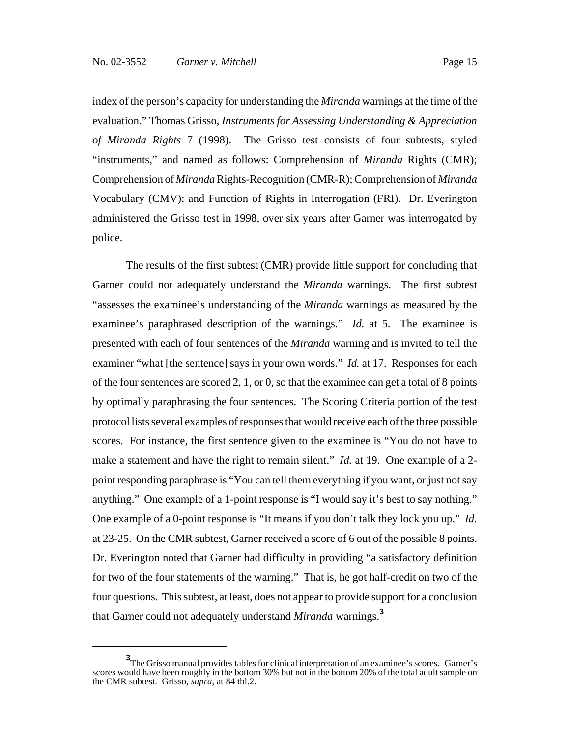index of the person's capacity for understanding the *Miranda* warnings at the time of the evaluation." Thomas Grisso, *Instruments for Assessing Understanding & Appreciation of Miranda Rights* 7 (1998). The Grisso test consists of four subtests, styled "instruments," and named as follows: Comprehension of *Miranda* Rights (CMR); Comprehension of *Miranda* Rights-Recognition (CMR-R); Comprehension of *Miranda* Vocabulary (CMV); and Function of Rights in Interrogation (FRI). Dr. Everington administered the Grisso test in 1998, over six years after Garner was interrogated by police.

The results of the first subtest (CMR) provide little support for concluding that Garner could not adequately understand the *Miranda* warnings. The first subtest "assesses the examinee's understanding of the *Miranda* warnings as measured by the examinee's paraphrased description of the warnings." *Id.* at 5. The examinee is presented with each of four sentences of the *Miranda* warning and is invited to tell the examiner "what [the sentence] says in your own words." *Id.* at 17. Responses for each of the four sentences are scored 2, 1, or 0, so that the examinee can get a total of 8 points by optimally paraphrasing the four sentences. The Scoring Criteria portion of the test protocol lists several examples of responses that would receive each of the three possible scores. For instance, the first sentence given to the examinee is "You do not have to make a statement and have the right to remain silent." *Id.* at 19. One example of a 2-point responding paraphrase is "You can tell them everything if you want, or just not say anything." One example of a 1-point response is "I would say it's best to say nothing." One example of a 0-point response is "It means if you don't talk they lock you up." *Id.* at 23-25. On the CMR subtest, Garner received a score of 6 out of the possible 8 points. Dr. Everington noted that Garner had difficulty in providing "a satisfactory definition for two of the four statements of the warning." That is, he got half-credit on two of the four questions. This subtest, at least, does not appear to provide support for a conclusion that Garner could not adequately understand *Miranda* warnings.[3]

---

[3] The Grisso manual provides tables for clinical interpretation of an examinee's scores. Garner's scores would have been roughly in the bottom 30% but not in the bottom 20% of the total adult sample on the CMR subtest. Grisso, *supra*, at 84 tbl.2.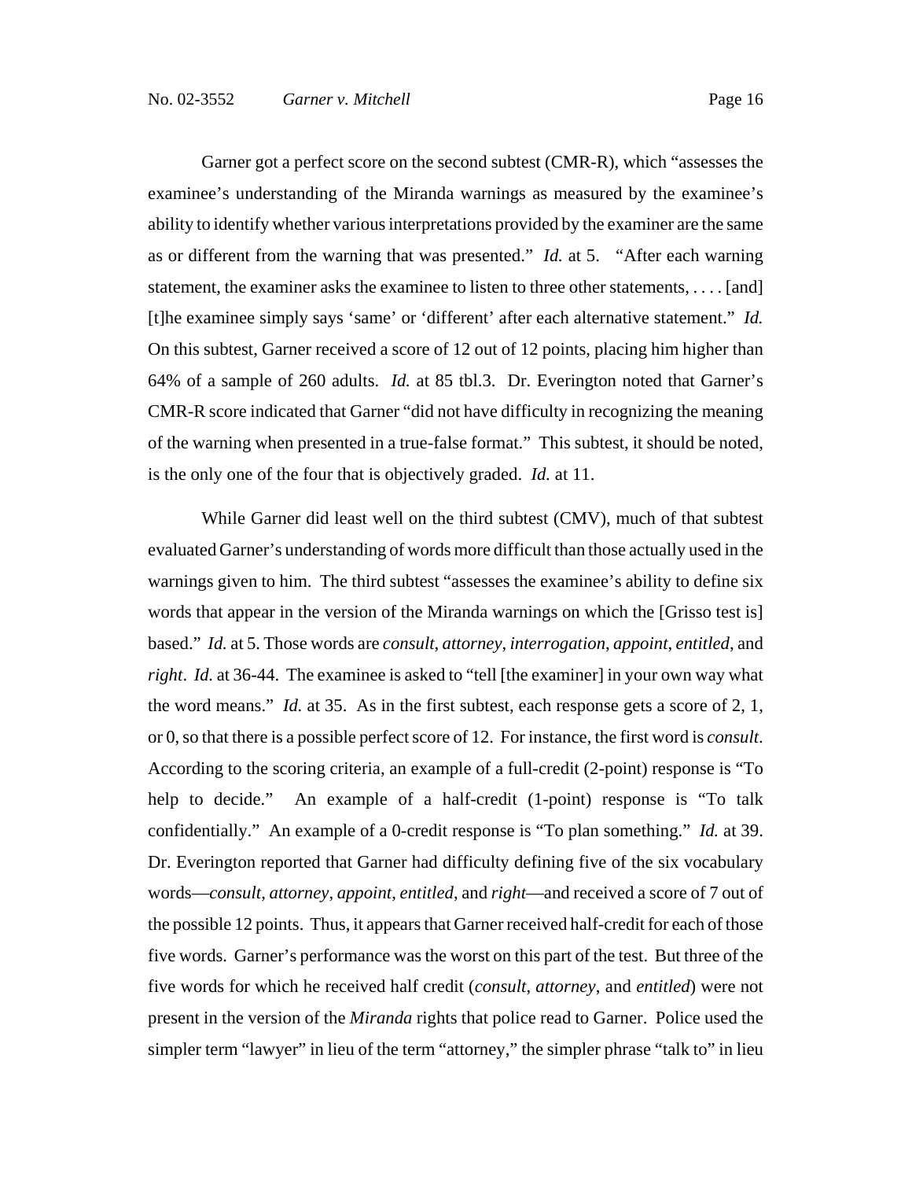Garner got a perfect score on the second subtest (CMR-R), which "assesses the examinee's understanding of the Miranda warnings as measured by the examinee's ability to identify whether various interpretations provided by the examiner are the same as or different from the warning that was presented." *Id.* at 5. "After each warning statement, the examiner asks the examinee to listen to three other statements, . . . . [and] [t]he examinee simply says 'same' or 'different' after each alternative statement." *Id.* On this subtest, Garner received a score of 12 out of 12 points, placing him higher than 64% of a sample of 260 adults. *Id.* at 85 tbl.3. Dr. Everington noted that Garner's CMR-R score indicated that Garner "did not have difficulty in recognizing the meaning of the warning when presented in a true-false format." This subtest, it should be noted, is the only one of the four that is objectively graded. *Id.* at 11.

While Garner did least well on the third subtest (CMV), much of that subtest evaluated Garner's understanding of words more difficult than those actually used in the warnings given to him. The third subtest "assesses the examinee's ability to define six words that appear in the version of the Miranda warnings on which the [Grisso test is] based." *Id.* at 5. Those words are *consult*, *attorney*, *interrogation*, *appoint*, *entitled*, and *right*. *Id.* at 36-44. The examinee is asked to "tell [the examiner] in your own way what the word means." *Id.* at 35. As in the first subtest, each response gets a score of 2, 1, or 0, so that there is a possible perfect score of 12. For instance, the first word is *consult*. According to the scoring criteria, an example of a full-credit (2-point) response is "To help to decide." An example of a half-credit (1-point) response is "To talk confidentially." An example of a 0-credit response is "To plan something." *Id.* at 39. Dr. Everington reported that Garner had difficulty defining five of the six vocabulary words—*consult*, *attorney*, *appoint*, *entitled*, and *right*—and received a score of 7 out of the possible 12 points. Thus, it appears that Garner received half-credit for each of those five words. Garner's performance was the worst on this part of the test. But three of the five words for which he received half credit (*consult*, *attorney*, and *entitled*) were not present in the version of the *Miranda* rights that police read to Garner. Police used the simpler term "lawyer" in lieu of the term "attorney," the simpler phrase "talk to" in lieu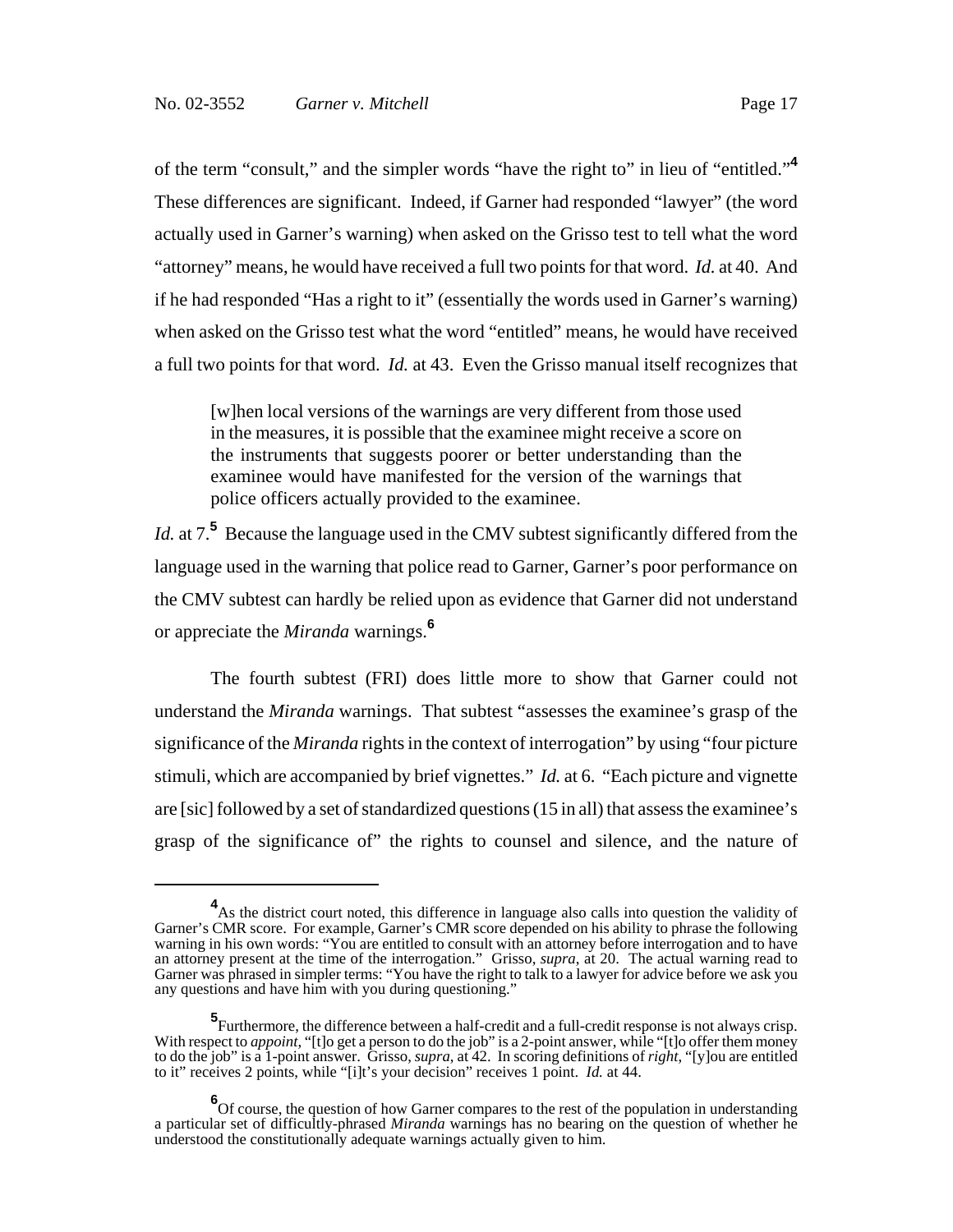of the term "consult," and the simpler words "have the right to" in lieu of "entitled."[4] These differences are significant. Indeed, if Garner had responded "lawyer" (the word actually used in Garner's warning) when asked on the Grisso test to tell what the word "attorney" means, he would have received a full two points for that word. *Id.* at 40. And if he had responded "Has a right to it" (essentially the words used in Garner's warning) when asked on the Grisso test what the word "entitled" means, he would have received a full two points for that word. *Id.* at 43. Even the Grisso manual itself recognizes that

> [w]hen local versions of the warnings are very different from those used in the measures, it is possible that the examinee might receive a score on the instruments that suggests poorer or better understanding than the examinee would have manifested for the version of the warnings that police officers actually provided to the examinee.

*Id.* at 7.[5] Because the language used in the CMV subtest significantly differed from the language used in the warning that police read to Garner, Garner's poor performance on the CMV subtest can hardly be relied upon as evidence that Garner did not understand or appreciate the *Miranda* warnings.[6]

The fourth subtest (FRI) does little more to show that Garner could not understand the *Miranda* warnings. That subtest "assesses the examinee's grasp of the significance of the *Miranda* rights in the context of interrogation" by using "four picture stimuli, which are accompanied by brief vignettes." *Id.* at 6. "Each picture and vignette are [sic] followed by a set of standardized questions (15 in all) that assess the examinee's grasp of the significance of" the rights to counsel and silence, and the nature of

---

[4] As the district court noted, this difference in language also calls into question the validity of Garner's CMR score. For example, Garner's CMR score depended on his ability to phrase the following warning in his own words: "You are entitled to consult with an attorney before interrogation and to have an attorney present at the time of the interrogation." Grisso, *supra*, at 20. The actual warning read to Garner was phrased in simpler terms: "You have the right to talk to a lawyer for advice before we ask you any questions and have him with you during questioning."

[5] Furthermore, the difference between a half-credit and a full-credit response is not always crisp. With respect to *appoint*, "[t]o get a person to do the job" is a 2-point answer, while "[t]o offer them money to do the job" is a 1-point answer. Grisso, *supra*, at 42. In scoring definitions of *right*, "[y]ou are entitled to it" receives 2 points, while "[i]t's your decision" receives 1 point. *Id.* at 44.

[6] Of course, the question of how Garner compares to the rest of the population in understanding a particular set of difficultly-phrased *Miranda* warnings has no bearing on the question of whether he understood the constitutionally adequate warnings actually given to him.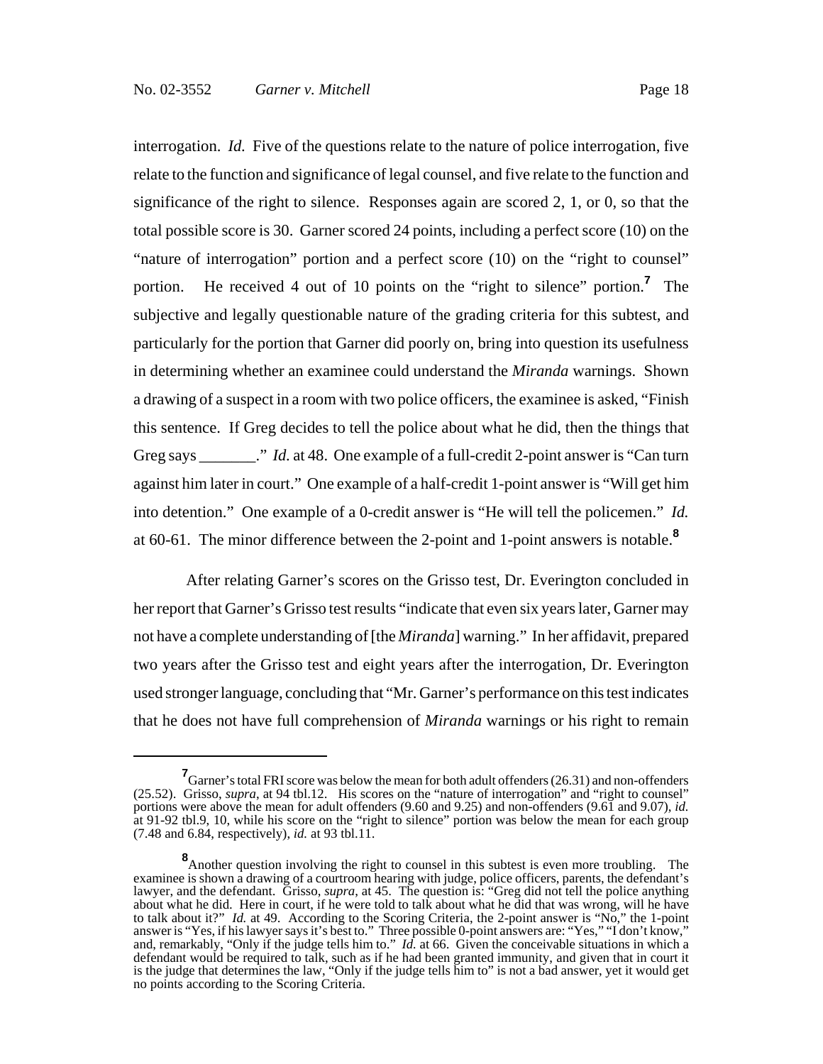interrogation. *Id.* Five of the questions relate to the nature of police interrogation, five relate to the function and significance of legal counsel, and five relate to the function and significance of the right to silence. Responses again are scored 2, 1, or 0, so that the total possible score is 30. Garner scored 24 points, including a perfect score (10) on the "nature of interrogation" portion and a perfect score (10) on the "right to counsel" portion. He received 4 out of 10 points on the "right to silence" portion.[7] The subjective and legally questionable nature of the grading criteria for this subtest, and particularly for the portion that Garner did poorly on, bring into question its usefulness in determining whether an examinee could understand the *Miranda* warnings. Shown a drawing of a suspect in a room with two police officers, the examinee is asked, "Finish this sentence. If Greg decides to tell the police about what he did, then the things that Greg says _______." *Id.* at 48. One example of a full-credit 2-point answer is "Can turn against him later in court." One example of a half-credit 1-point answer is "Will get him into detention." One example of a 0-credit answer is "He will tell the policemen." *Id.* at 60-61. The minor difference between the 2-point and 1-point answers is notable.[8]

After relating Garner's scores on the Grisso test, Dr. Everington concluded in her report that Garner's Grisso test results "indicate that even six years later, Garner may not have a complete understanding of [the *Miranda*] warning." In her affidavit, prepared two years after the Grisso test and eight years after the interrogation, Dr. Everington used stronger language, concluding that "Mr. Garner's performance on this test indicates that he does not have full comprehension of *Miranda* warnings or his right to remain

---

[7] Garner's total FRI score was below the mean for both adult offenders (26.31) and non-offenders (25.52). Grisso, *supra*, at 94 tbl.12. His scores on the "nature of interrogation" and "right to counsel" portions were above the mean for adult offenders (9.60 and 9.25) and non-offenders (9.61 and 9.07), *id.* at 91-92 tbl.9, 10, while his score on the "right to silence" portion was below the mean for each group (7.48 and 6.84, respectively), *id.* at 93 tbl.11.

[8] Another question involving the right to counsel in this subtest is even more troubling. The examinee is shown a drawing of a courtroom hearing with judge, police officers, parents, the defendant's lawyer, and the defendant. Grisso, *supra*, at 45. The question is: "Greg did not tell the police anything about what he did. Here in court, if he were told to talk about what he did that was wrong, will he have to talk about it?" *Id.* at 49. According to the Scoring Criteria, the 2-point answer is "No," the 1-point answer is "Yes, if his lawyer says it's best to." Three possible 0-point answers are: "Yes," "I don't know," and, remarkably, "Only if the judge tells him to." *Id.* at 66. Given the conceivable situations in which a defendant would be required to talk, such as if he had been granted immunity, and given that in court it is the judge that determines the law, "Only if the judge tells him to" is not a bad answer, yet it would get no points according to the Scoring Criteria.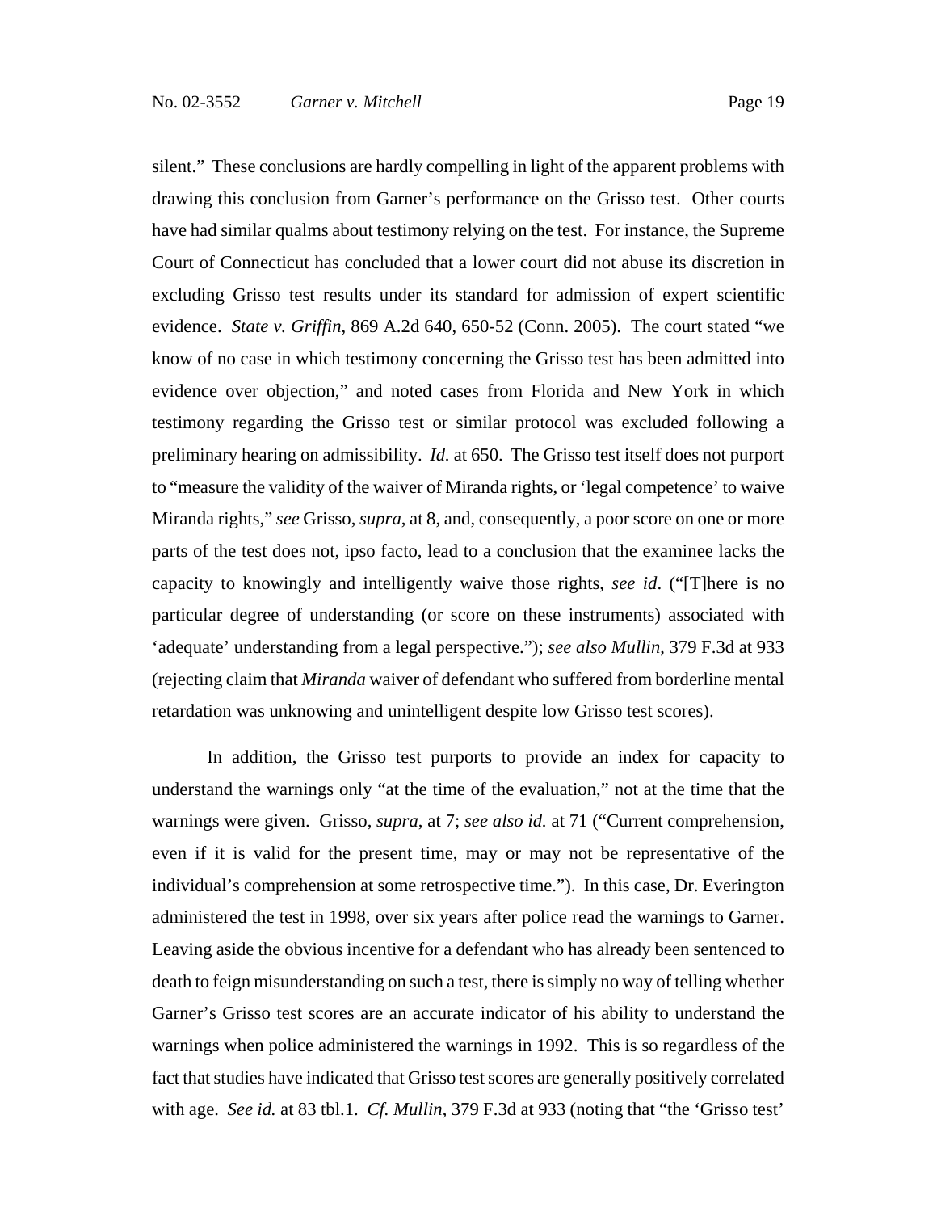silent." These conclusions are hardly compelling in light of the apparent problems with drawing this conclusion from Garner's performance on the Grisso test. Other courts have had similar qualms about testimony relying on the test. For instance, the Supreme Court of Connecticut has concluded that a lower court did not abuse its discretion in excluding Grisso test results under its standard for admission of expert scientific evidence. *State v. Griffin*, 869 A.2d 640, 650-52 (Conn. 2005). The court stated "we know of no case in which testimony concerning the Grisso test has been admitted into evidence over objection," and noted cases from Florida and New York in which testimony regarding the Grisso test or similar protocol was excluded following a preliminary hearing on admissibility. *Id.* at 650. The Grisso test itself does not purport to "measure the validity of the waiver of Miranda rights, or 'legal competence' to waive Miranda rights," *see* Grisso, *supra*, at 8, and, consequently, a poor score on one or more parts of the test does not, ipso facto, lead to a conclusion that the examinee lacks the capacity to knowingly and intelligently waive those rights, *see id*. ("[T]here is no particular degree of understanding (or score on these instruments) associated with 'adequate' understanding from a legal perspective."); *see also Mullin*, 379 F.3d at 933 (rejecting claim that *Miranda* waiver of defendant who suffered from borderline mental retardation was unknowing and unintelligent despite low Grisso test scores).

In addition, the Grisso test purports to provide an index for capacity to understand the warnings only "at the time of the evaluation," not at the time that the warnings were given. Grisso, *supra*, at 7; *see also id.* at 71 ("Current comprehension, even if it is valid for the present time, may or may not be representative of the individual's comprehension at some retrospective time."). In this case, Dr. Everington administered the test in 1998, over six years after police read the warnings to Garner. Leaving aside the obvious incentive for a defendant who has already been sentenced to death to feign misunderstanding on such a test, there is simply no way of telling whether Garner's Grisso test scores are an accurate indicator of his ability to understand the warnings when police administered the warnings in 1992. This is so regardless of the fact that studies have indicated that Grisso test scores are generally positively correlated with age. *See id.* at 83 tbl.1. *Cf. Mullin*, 379 F.3d at 933 (noting that "the 'Grisso test'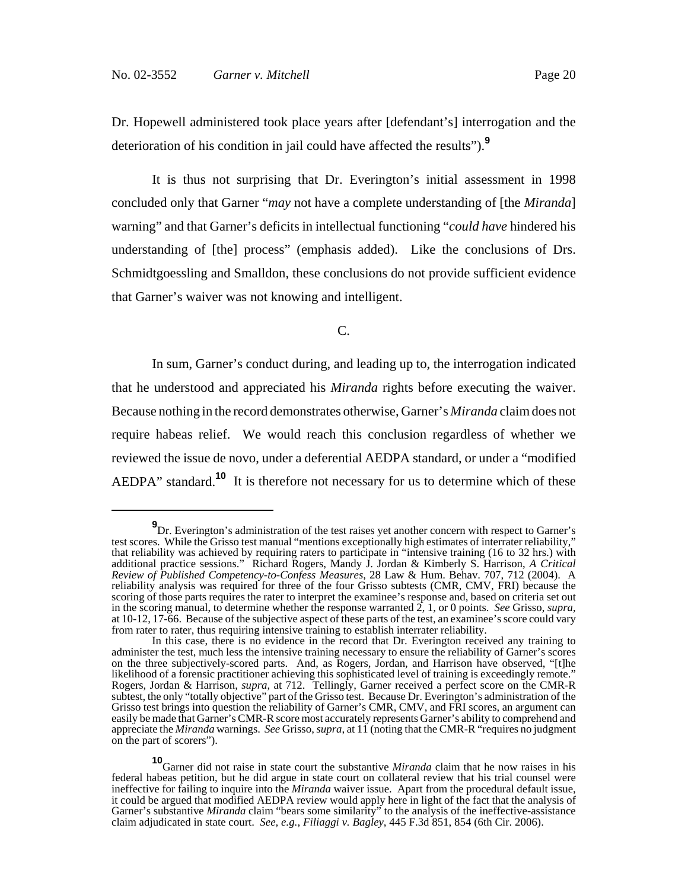Dr. Hopewell administered took place years after [defendant's] interrogation and the deterioration of his condition in jail could have affected the results").[9]

It is thus not surprising that Dr. Everington's initial assessment in 1998 concluded only that Garner "*may* not have a complete understanding of [the *Miranda*] warning" and that Garner's deficits in intellectual functioning "*could have* hindered his understanding of [the] process" (emphasis added). Like the conclusions of Drs. Schmidtgoessling and Smalldon, these conclusions do not provide sufficient evidence that Garner's waiver was not knowing and intelligent.

C.

In sum, Garner's conduct during, and leading up to, the interrogation indicated that he understood and appreciated his *Miranda* rights before executing the waiver. Because nothing in the record demonstrates otherwise, Garner's *Miranda* claim does not require habeas relief. We would reach this conclusion regardless of whether we reviewed the issue de novo, under a deferential AEDPA standard, or under a "modified AEDPA" standard.[10] It is therefore not necessary for us to determine which of these

---

[9] Dr. Everington's administration of the test raises yet another concern with respect to Garner's test scores. While the Grisso test manual "mentions exceptionally high estimates of interrater reliability," that reliability was achieved by requiring raters to participate in "intensive training (16 to 32 hrs.) with additional practice sessions." Richard Rogers, Mandy J. Jordan & Kimberly S. Harrison, *A Critical Review of Published Competency-to-Confess Measures*, 28 Law & Hum. Behav. 707, 712 (2004). A reliability analysis was required for three of the four Grisso subtests (CMR, CMV, FRI) because the scoring of those parts requires the rater to interpret the examinee's response and, based on criteria set out in the scoring manual, to determine whether the response warranted 2, 1, or 0 points. *See* Grisso, *supra*, at 10-12, 17-66. Because of the subjective aspect of these parts of the test, an examinee's score could vary from rater to rater, thus requiring intensive training to establish interrater reliability.

In this case, there is no evidence in the record that Dr. Everington received any training to administer the test, much less the intensive training necessary to ensure the reliability of Garner's scores on the three subjectively-scored parts. And, as Rogers, Jordan, and Harrison have observed, "[t]he likelihood of a forensic practitioner achieving this sophisticated level of training is exceedingly remote." Rogers, Jordan & Harrison, *supra*, at 712. Tellingly, Garner received a perfect score on the CMR-R subtest, the only "totally objective" part of the Grisso test. Because Dr. Everington's administration of the Grisso test brings into question the reliability of Garner's CMR, CMV, and FRI scores, an argument can easily be made that Garner's CMR-R score most accurately represents Garner's ability to comprehend and appreciate the *Miranda* warnings. *See* Grisso, *supra*, at 11 (noting that the CMR-R "requires no judgment on the part of scorers").

[10] Garner did not raise in state court the substantive *Miranda* claim that he now raises in his federal habeas petition, but he did argue in state court on collateral review that his trial counsel were ineffective for failing to inquire into the *Miranda* waiver issue. Apart from the procedural default issue, it could be argued that modified AEDPA review would apply here in light of the fact that the analysis of Garner's substantive *Miranda* claim "bears some similarity" to the analysis of the ineffective-assistance claim adjudicated in state court. *See, e.g.*, *Filiaggi v. Bagley*, 445 F.3d 851, 854 (6th Cir. 2006).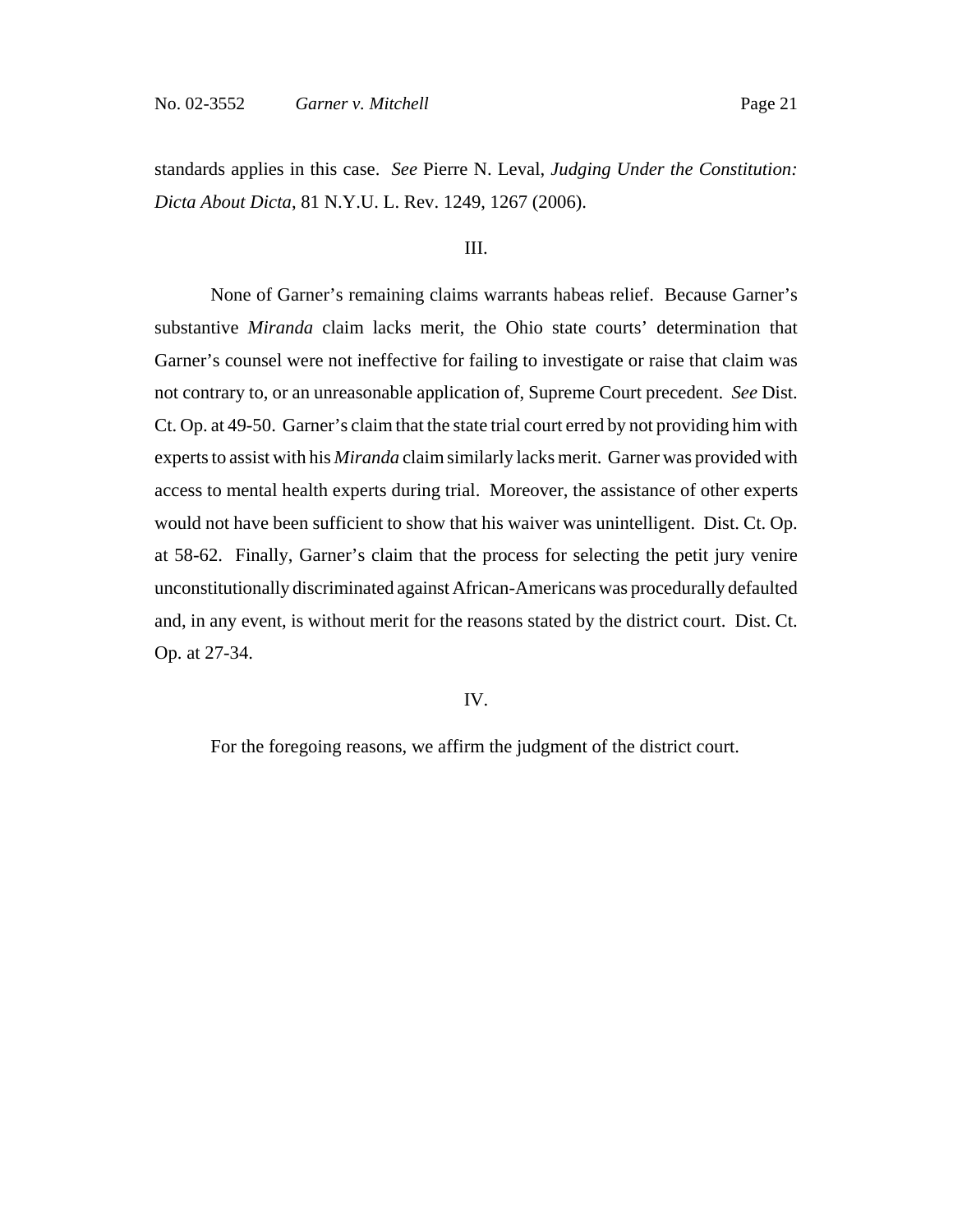standards applies in this case. *See* Pierre N. Leval, *Judging Under the Constitution: Dicta About Dicta*, 81 N.Y.U. L. Rev. 1249, 1267 (2006).

III.

None of Garner's remaining claims warrants habeas relief. Because Garner's substantive *Miranda* claim lacks merit, the Ohio state courts' determination that Garner's counsel were not ineffective for failing to investigate or raise that claim was not contrary to, or an unreasonable application of, Supreme Court precedent. *See* Dist. Ct. Op. at 49-50. Garner's claim that the state trial court erred by not providing him with experts to assist with his *Miranda* claim similarly lacks merit. Garner was provided with access to mental health experts during trial. Moreover, the assistance of other experts would not have been sufficient to show that his waiver was unintelligent. Dist. Ct. Op. at 58-62. Finally, Garner's claim that the process for selecting the petit jury venire unconstitutionally discriminated against African-Americans was procedurally defaulted and, in any event, is without merit for the reasons stated by the district court. Dist. Ct. Op. at 27-34.

IV.

For the foregoing reasons, we affirm the judgment of the district court.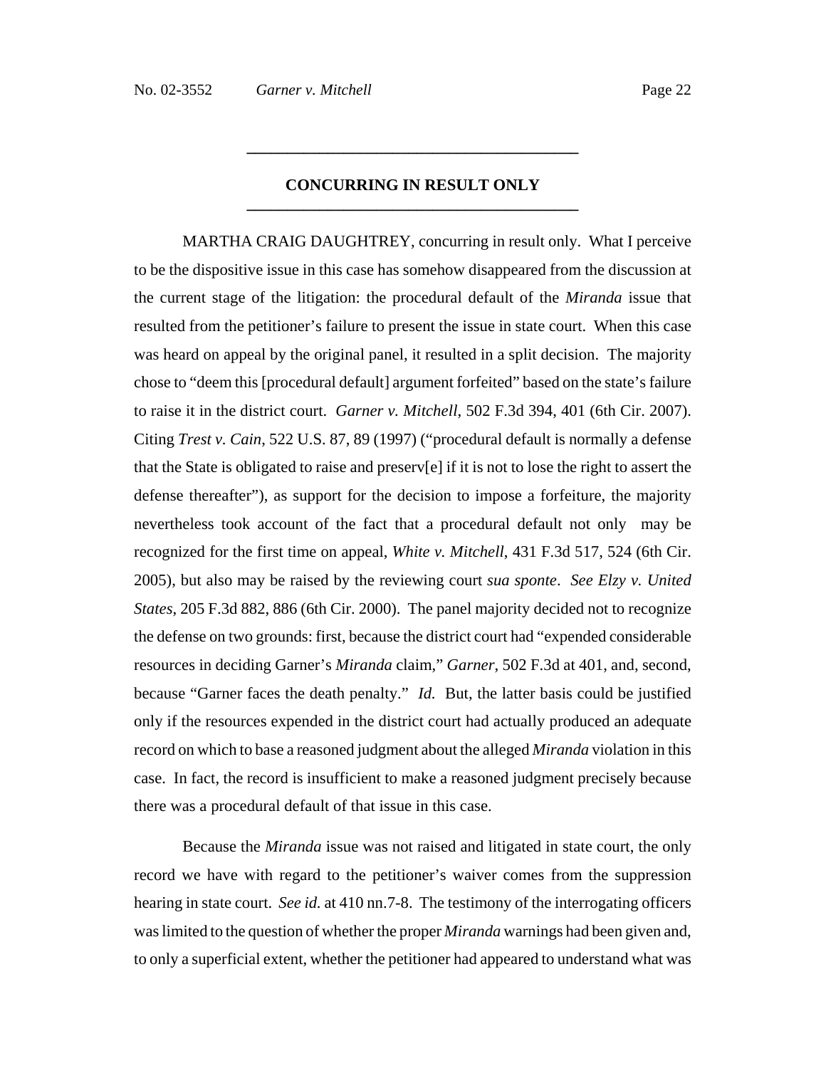## CONCURRING IN RESULT ONLY

MARTHA CRAIG DAUGHTREY, concurring in result only. What I perceive to be the dispositive issue in this case has somehow disappeared from the discussion at the current stage of the litigation: the procedural default of the *Miranda* issue that resulted from the petitioner's failure to present the issue in state court. When this case was heard on appeal by the original panel, it resulted in a split decision. The majority chose to "deem this [procedural default] argument forfeited" based on the state's failure to raise it in the district court. *Garner v. Mitchell*, 502 F.3d 394, 401 (6th Cir. 2007). Citing *Trest v. Cain*, 522 U.S. 87, 89 (1997) ("procedural default is normally a defense that the State is obligated to raise and preserv[e] if it is not to lose the right to assert the defense thereafter"), as support for the decision to impose a forfeiture, the majority nevertheless took account of the fact that a procedural default not only may be recognized for the first time on appeal, *White v. Mitchell*, 431 F.3d 517, 524 (6th Cir. 2005), but also may be raised by the reviewing court *sua sponte*. *See Elzy v. United States*, 205 F.3d 882, 886 (6th Cir. 2000). The panel majority decided not to recognize the defense on two grounds: first, because the district court had "expended considerable resources in deciding Garner's *Miranda* claim," *Garner*, 502 F.3d at 401, and, second, because "Garner faces the death penalty." *Id.* But, the latter basis could be justified only if the resources expended in the district court had actually produced an adequate record on which to base a reasoned judgment about the alleged *Miranda* violation in this case. In fact, the record is insufficient to make a reasoned judgment precisely because there was a procedural default of that issue in this case.

Because the *Miranda* issue was not raised and litigated in state court, the only record we have with regard to the petitioner's waiver comes from the suppression hearing in state court. *See id.* at 410 nn.7-8. The testimony of the interrogating officers was limited to the question of whether the proper *Miranda* warnings had been given and, to only a superficial extent, whether the petitioner had appeared to understand what was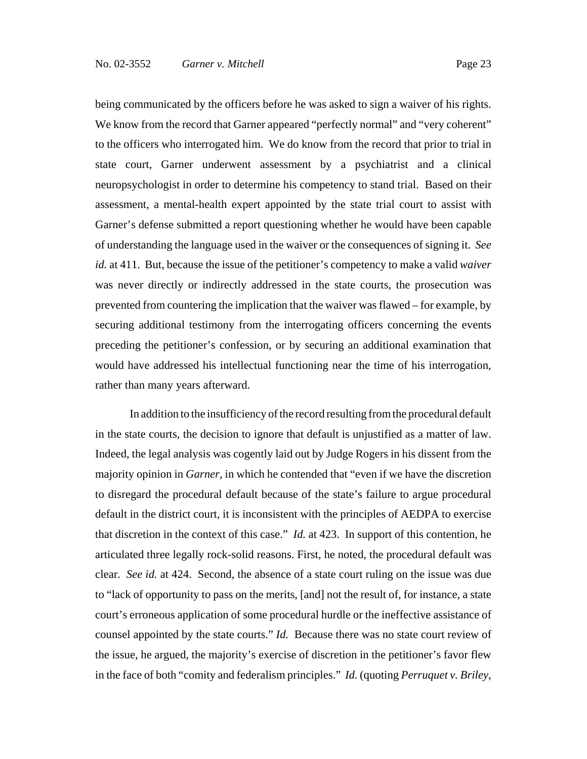being communicated by the officers before he was asked to sign a waiver of his rights. We know from the record that Garner appeared "perfectly normal" and "very coherent" to the officers who interrogated him. We do know from the record that prior to trial in state court, Garner underwent assessment by a psychiatrist and a clinical neuropsychologist in order to determine his competency to stand trial. Based on their assessment, a mental-health expert appointed by the state trial court to assist with Garner's defense submitted a report questioning whether he would have been capable of understanding the language used in the waiver or the consequences of signing it. *See id.* at 411. But, because the issue of the petitioner's competency to make a valid *waiver* was never directly or indirectly addressed in the state courts, the prosecution was prevented from countering the implication that the waiver was flawed – for example, by securing additional testimony from the interrogating officers concerning the events preceding the petitioner's confession, or by securing an additional examination that would have addressed his intellectual functioning near the time of his interrogation, rather than many years afterward.

In addition to the insufficiency of the record resulting from the procedural default in the state courts, the decision to ignore that default is unjustified as a matter of law. Indeed, the legal analysis was cogently laid out by Judge Rogers in his dissent from the majority opinion in *Garner*, in which he contended that "even if we have the discretion to disregard the procedural default because of the state's failure to argue procedural default in the district court, it is inconsistent with the principles of AEDPA to exercise that discretion in the context of this case." *Id.* at 423. In support of this contention, he articulated three legally rock-solid reasons. First, he noted, the procedural default was clear. *See id.* at 424. Second, the absence of a state court ruling on the issue was due to "lack of opportunity to pass on the merits, [and] not the result of, for instance, a state court's erroneous application of some procedural hurdle or the ineffective assistance of counsel appointed by the state courts." *Id.* Because there was no state court review of the issue, he argued, the majority's exercise of discretion in the petitioner's favor flew in the face of both "comity and federalism principles." *Id.* (quoting *Perruquet v. Briley*,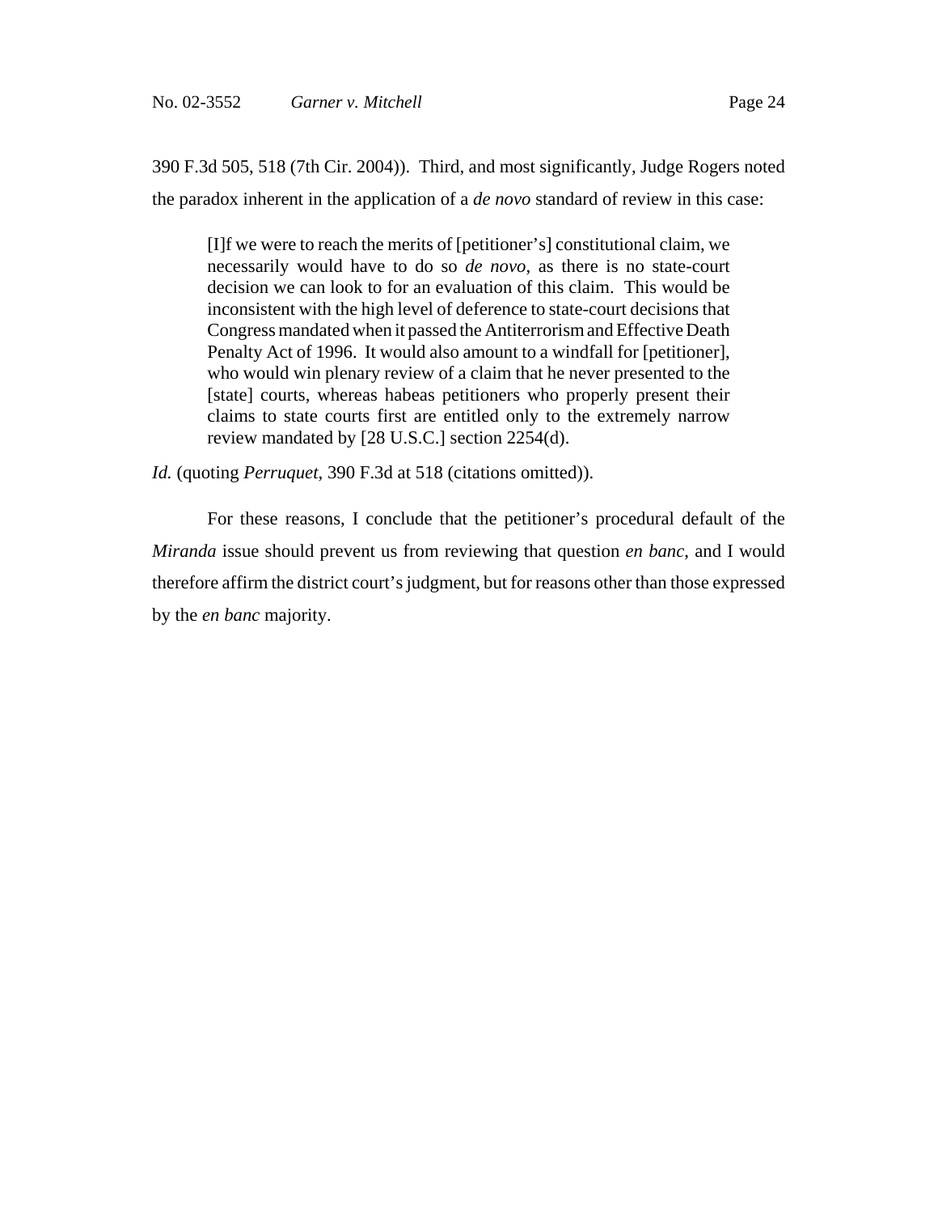390 F.3d 505, 518 (7th Cir. 2004)). Third, and most significantly, Judge Rogers noted the paradox inherent in the application of a *de novo* standard of review in this case:

> [I]f we were to reach the merits of [petitioner's] constitutional claim, we necessarily would have to do so *de novo*, as there is no state-court decision we can look to for an evaluation of this claim. This would be inconsistent with the high level of deference to state-court decisions that Congress mandated when it passed the Antiterrorism and Effective Death Penalty Act of 1996. It would also amount to a windfall for [petitioner], who would win plenary review of a claim that he never presented to the [state] courts, whereas habeas petitioners who properly present their claims to state courts first are entitled only to the extremely narrow review mandated by [28 U.S.C.] section 2254(d).

*Id.* (quoting *Perruquet*, 390 F.3d at 518 (citations omitted)).

For these reasons, I conclude that the petitioner's procedural default of the *Miranda* issue should prevent us from reviewing that question *en banc*, and I would therefore affirm the district court's judgment, but for reasons other than those expressed by the *en banc* majority.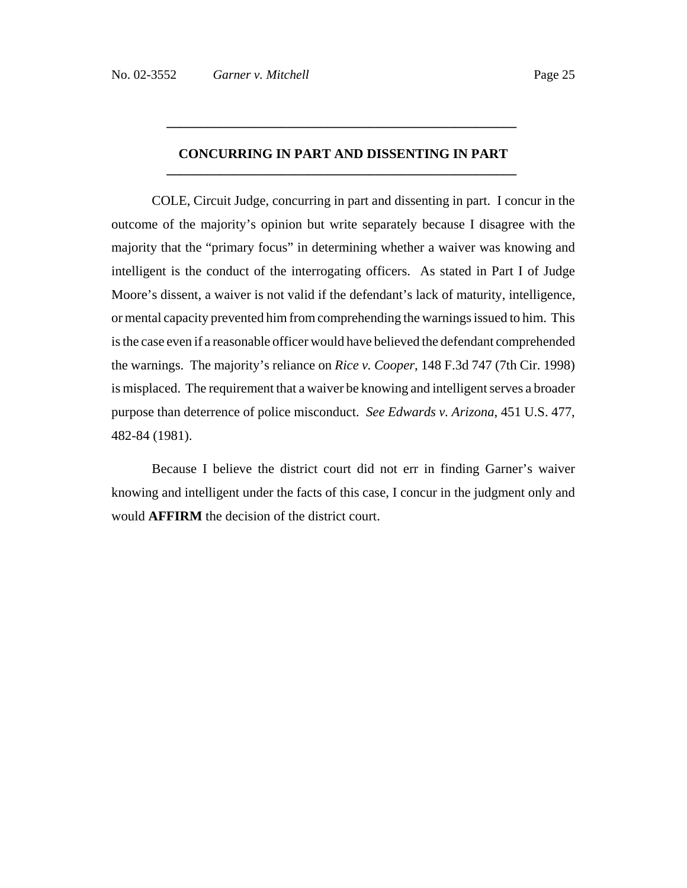## CONCURRING IN PART AND DISSENTING IN PART

COLE, Circuit Judge, concurring in part and dissenting in part. I concur in the outcome of the majority's opinion but write separately because I disagree with the majority that the "primary focus" in determining whether a waiver was knowing and intelligent is the conduct of the interrogating officers. As stated in Part I of Judge Moore's dissent, a waiver is not valid if the defendant's lack of maturity, intelligence, or mental capacity prevented him from comprehending the warnings issued to him. This is the case even if a reasonable officer would have believed the defendant comprehended the warnings. The majority's reliance on *Rice v. Cooper*, 148 F.3d 747 (7th Cir. 1998) is misplaced. The requirement that a waiver be knowing and intelligent serves a broader purpose than deterrence of police misconduct. *See Edwards v. Arizona*, 451 U.S. 477, 482-84 (1981).

Because I believe the district court did not err in finding Garner's waiver knowing and intelligent under the facts of this case, I concur in the judgment only and would **AFFIRM** the decision of the district court.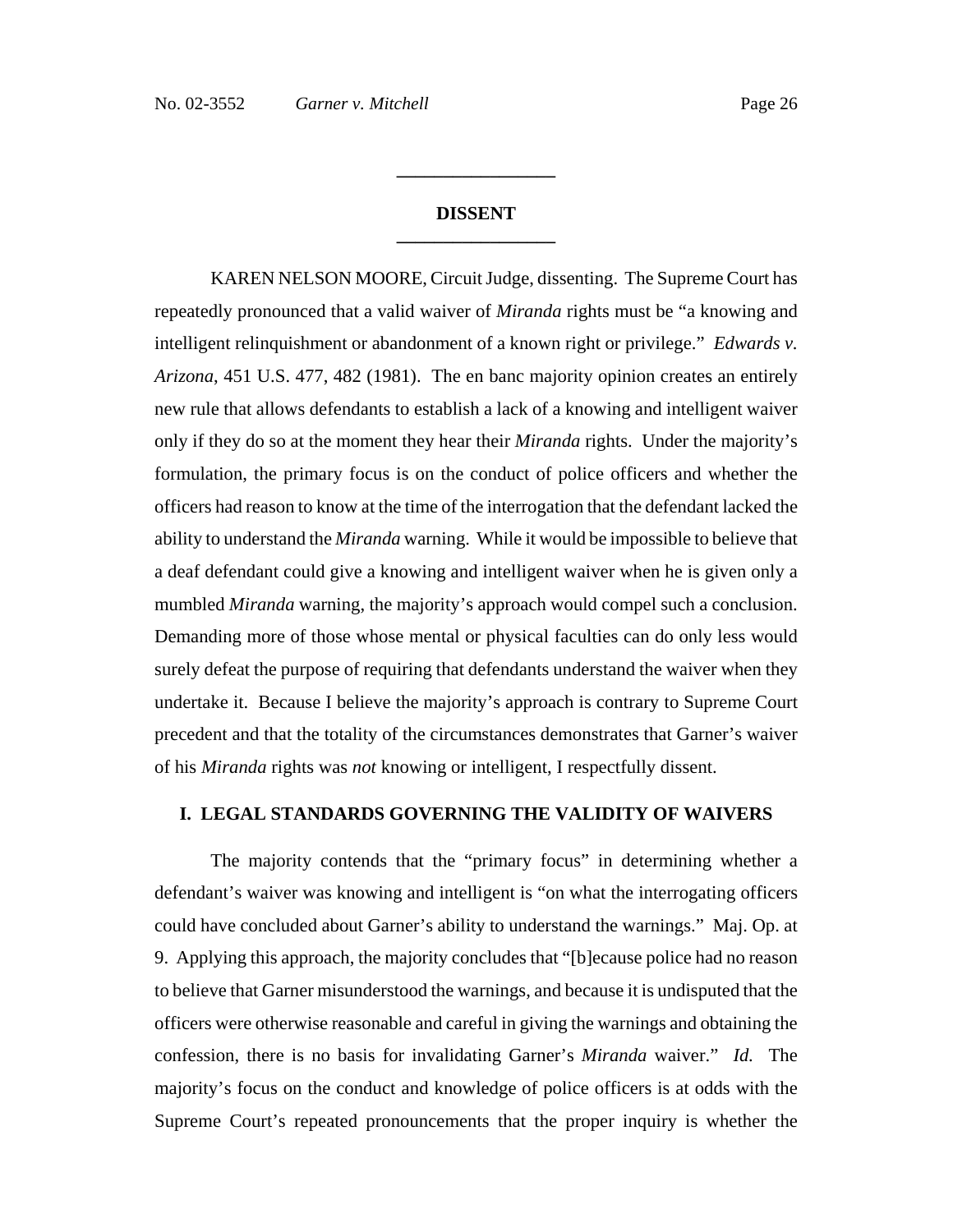## DISSENT

KAREN NELSON MOORE, Circuit Judge, dissenting. The Supreme Court has repeatedly pronounced that a valid waiver of *Miranda* rights must be "a knowing and intelligent relinquishment or abandonment of a known right or privilege." *Edwards v. Arizona*, 451 U.S. 477, 482 (1981). The en banc majority opinion creates an entirely new rule that allows defendants to establish a lack of a knowing and intelligent waiver only if they do so at the moment they hear their *Miranda* rights. Under the majority's formulation, the primary focus is on the conduct of police officers and whether the officers had reason to know at the time of the interrogation that the defendant lacked the ability to understand the *Miranda* warning. While it would be impossible to believe that a deaf defendant could give a knowing and intelligent waiver when he is given only a mumbled *Miranda* warning, the majority's approach would compel such a conclusion. Demanding more of those whose mental or physical faculties can do only less would surely defeat the purpose of requiring that defendants understand the waiver when they undertake it. Because I believe the majority's approach is contrary to Supreme Court precedent and that the totality of the circumstances demonstrates that Garner's waiver of his *Miranda* rights was *not* knowing or intelligent, I respectfully dissent.

### I. LEGAL STANDARDS GOVERNING THE VALIDITY OF WAIVERS

The majority contends that the "primary focus" in determining whether a defendant's waiver was knowing and intelligent is "on what the interrogating officers could have concluded about Garner's ability to understand the warnings." Maj. Op. at 9. Applying this approach, the majority concludes that "[b]ecause police had no reason to believe that Garner misunderstood the warnings, and because it is undisputed that the officers were otherwise reasonable and careful in giving the warnings and obtaining the confession, there is no basis for invalidating Garner's *Miranda* waiver." *Id.* The majority's focus on the conduct and knowledge of police officers is at odds with the Supreme Court's repeated pronouncements that the proper inquiry is whether the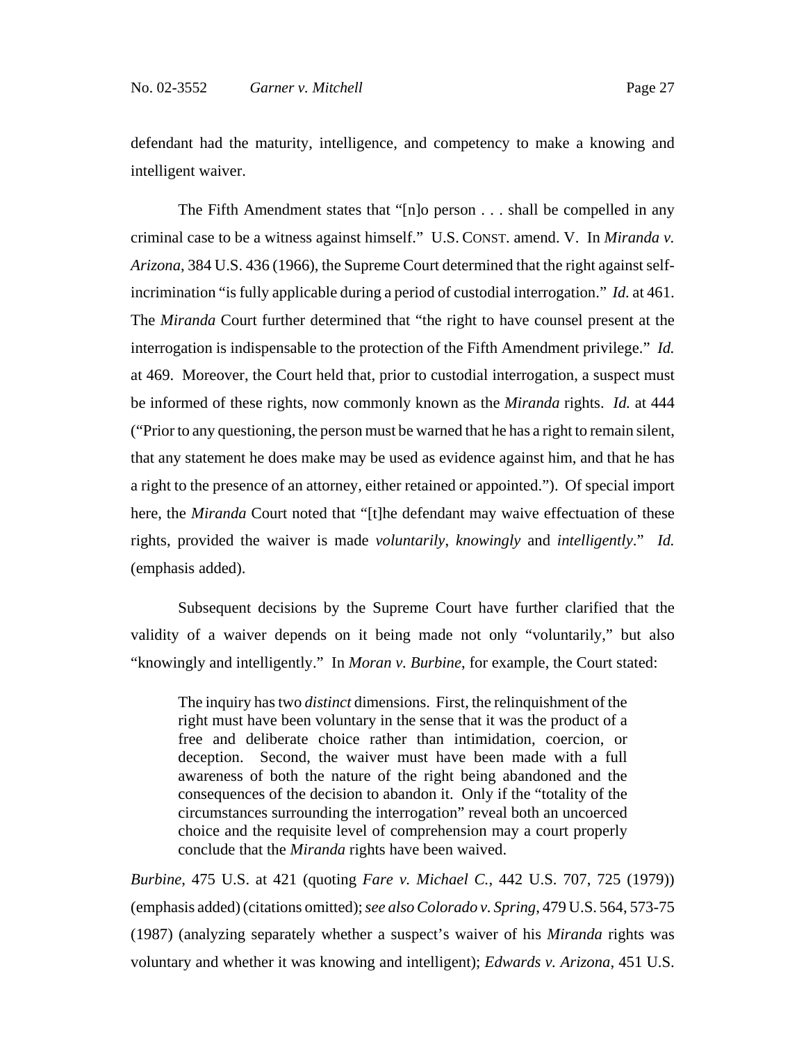defendant had the maturity, intelligence, and competency to make a knowing and intelligent waiver.

The Fifth Amendment states that "[n]o person . . . shall be compelled in any criminal case to be a witness against himself." U.S. CONST. amend. V. In *Miranda v. Arizona*, 384 U.S. 436 (1966), the Supreme Court determined that the right against self-incrimination "is fully applicable during a period of custodial interrogation." *Id.* at 461. The *Miranda* Court further determined that "the right to have counsel present at the interrogation is indispensable to the protection of the Fifth Amendment privilege." *Id.* at 469. Moreover, the Court held that, prior to custodial interrogation, a suspect must be informed of these rights, now commonly known as the *Miranda* rights. *Id.* at 444 ("Prior to any questioning, the person must be warned that he has a right to remain silent, that any statement he does make may be used as evidence against him, and that he has a right to the presence of an attorney, either retained or appointed."). Of special import here, the *Miranda* Court noted that "[t]he defendant may waive effectuation of these rights, provided the waiver is made *voluntarily*, *knowingly* and *intelligently*." *Id.* (emphasis added).

Subsequent decisions by the Supreme Court have further clarified that the validity of a waiver depends on it being made not only "voluntarily," but also "knowingly and intelligently." In *Moran v. Burbine*, for example, the Court stated:

> The inquiry has two *distinct* dimensions. First, the relinquishment of the right must have been voluntary in the sense that it was the product of a free and deliberate choice rather than intimidation, coercion, or deception. Second, the waiver must have been made with a full awareness of both the nature of the right being abandoned and the consequences of the decision to abandon it. Only if the "totality of the circumstances surrounding the interrogation" reveal both an uncoerced choice and the requisite level of comprehension may a court properly conclude that the *Miranda* rights have been waived.

*Burbine*, 475 U.S. at 421 (quoting *Fare v. Michael C.*, 442 U.S. 707, 725 (1979)) (emphasis added) (citations omitted); *see also Colorado v. Spring*, 479 U.S. 564, 573-75 (1987) (analyzing separately whether a suspect's waiver of his *Miranda* rights was voluntary and whether it was knowing and intelligent); *Edwards v. Arizona*, 451 U.S.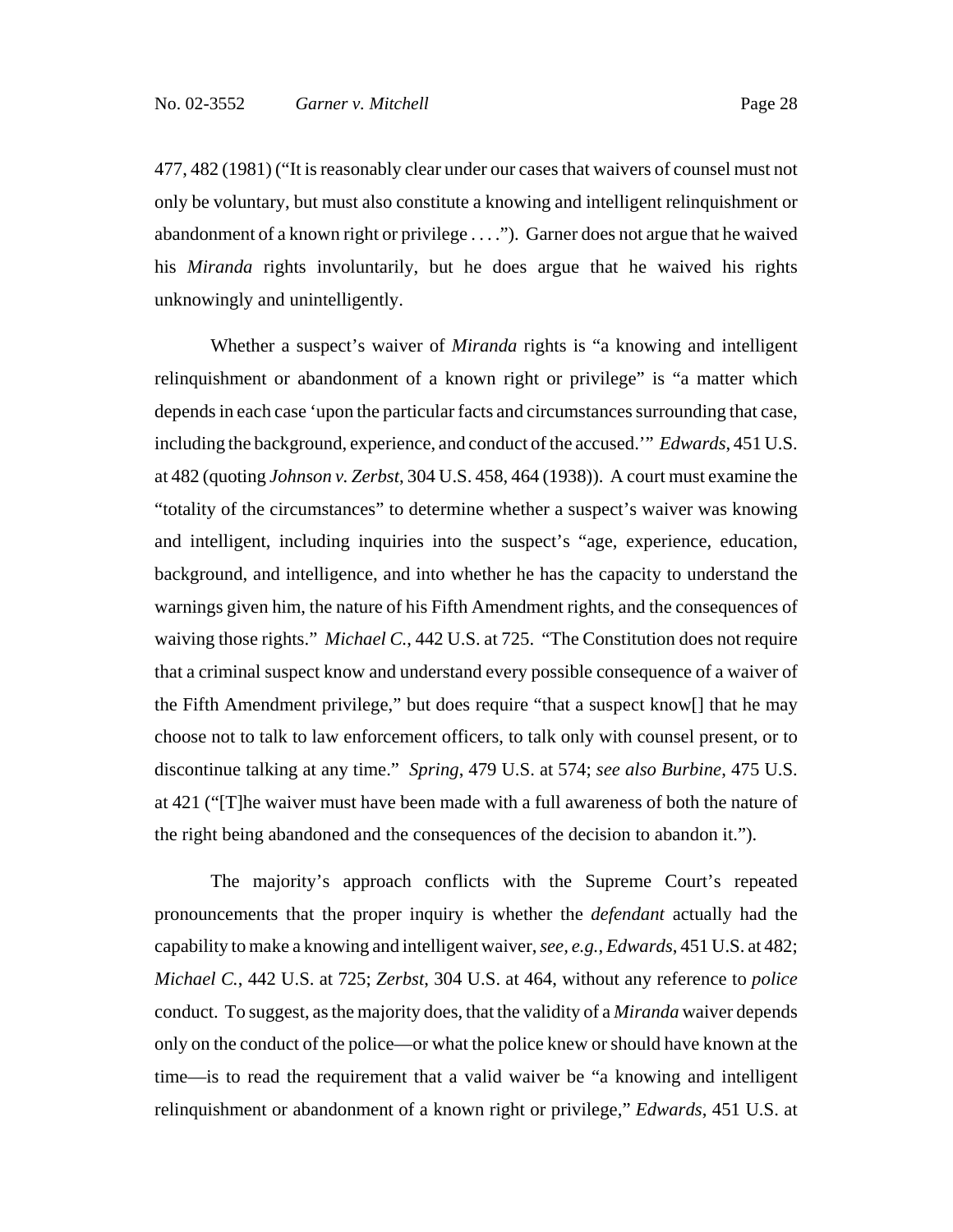477, 482 (1981) ("It is reasonably clear under our cases that waivers of counsel must not only be voluntary, but must also constitute a knowing and intelligent relinquishment or abandonment of a known right or privilege . . . ."). Garner does not argue that he waived his *Miranda* rights involuntarily, but he does argue that he waived his rights unknowingly and unintelligently.

Whether a suspect's waiver of *Miranda* rights is "a knowing and intelligent relinquishment or abandonment of a known right or privilege" is "a matter which depends in each case 'upon the particular facts and circumstances surrounding that case, including the background, experience, and conduct of the accused.'" *Edwards*, 451 U.S. at 482 (quoting *Johnson v. Zerbst*, 304 U.S. 458, 464 (1938)). A court must examine the "totality of the circumstances" to determine whether a suspect's waiver was knowing and intelligent, including inquiries into the suspect's "age, experience, education, background, and intelligence, and into whether he has the capacity to understand the warnings given him, the nature of his Fifth Amendment rights, and the consequences of waiving those rights." *Michael C.*, 442 U.S. at 725. "The Constitution does not require that a criminal suspect know and understand every possible consequence of a waiver of the Fifth Amendment privilege," but does require "that a suspect know[] that he may choose not to talk to law enforcement officers, to talk only with counsel present, or to discontinue talking at any time." *Spring*, 479 U.S. at 574; *see also Burbine*, 475 U.S. at 421 ("[T]he waiver must have been made with a full awareness of both the nature of the right being abandoned and the consequences of the decision to abandon it.").

The majority's approach conflicts with the Supreme Court's repeated pronouncements that the proper inquiry is whether the *defendant* actually had the capability to make a knowing and intelligent waiver, *see, e.g.*, *Edwards*, 451 U.S. at 482; *Michael C.*, 442 U.S. at 725; *Zerbst*, 304 U.S. at 464, without any reference to *police* conduct. To suggest, as the majority does, that the validity of a *Miranda* waiver depends only on the conduct of the police—or what the police knew or should have known at the time—is to read the requirement that a valid waiver be "a knowing and intelligent relinquishment or abandonment of a known right or privilege," *Edwards*, 451 U.S. at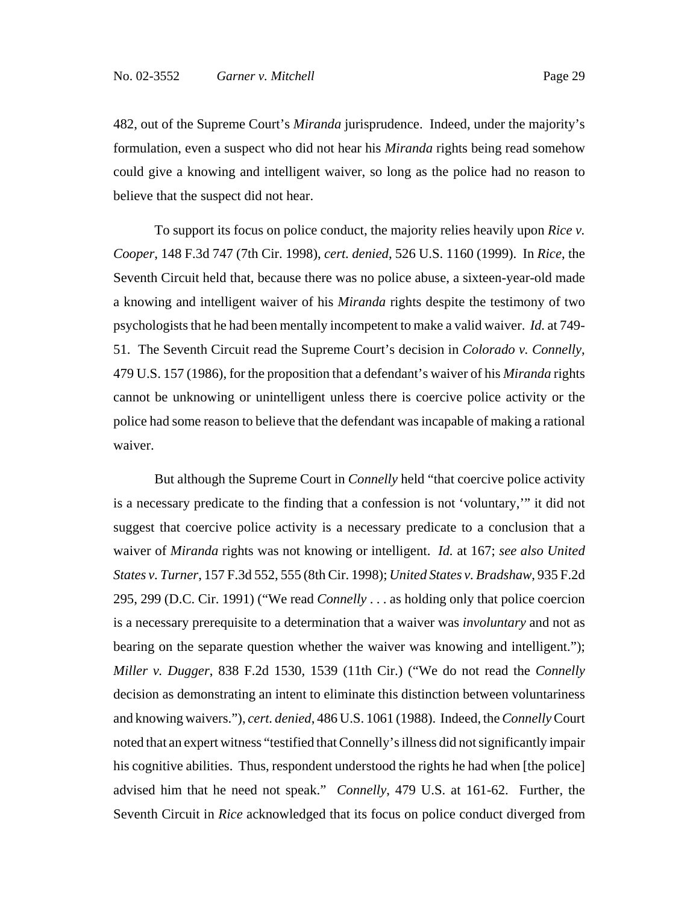482, out of the Supreme Court's *Miranda* jurisprudence. Indeed, under the majority's formulation, even a suspect who did not hear his *Miranda* rights being read somehow could give a knowing and intelligent waiver, so long as the police had no reason to believe that the suspect did not hear.

To support its focus on police conduct, the majority relies heavily upon *Rice v. Cooper*, 148 F.3d 747 (7th Cir. 1998), *cert. denied*, 526 U.S. 1160 (1999). In *Rice*, the Seventh Circuit held that, because there was no police abuse, a sixteen-year-old made a knowing and intelligent waiver of his *Miranda* rights despite the testimony of two psychologists that he had been mentally incompetent to make a valid waiver. *Id.* at 749-51. The Seventh Circuit read the Supreme Court's decision in *Colorado v. Connelly*, 479 U.S. 157 (1986), for the proposition that a defendant's waiver of his *Miranda* rights cannot be unknowing or unintelligent unless there is coercive police activity or the police had some reason to believe that the defendant was incapable of making a rational waiver.

But although the Supreme Court in *Connelly* held "that coercive police activity is a necessary predicate to the finding that a confession is not 'voluntary,'" it did not suggest that coercive police activity is a necessary predicate to a conclusion that a waiver of *Miranda* rights was not knowing or intelligent. *Id.* at 167; *see also United States v. Turner*, 157 F.3d 552, 555 (8th Cir. 1998); *United States v. Bradshaw*, 935 F.2d 295, 299 (D.C. Cir. 1991) ("We read *Connelly* . . . as holding only that police coercion is a necessary prerequisite to a determination that a waiver was *involuntary* and not as bearing on the separate question whether the waiver was knowing and intelligent."); *Miller v. Dugger*, 838 F.2d 1530, 1539 (11th Cir.) ("We do not read the *Connelly* decision as demonstrating an intent to eliminate this distinction between voluntariness and knowing waivers."), *cert. denied*, 486 U.S. 1061 (1988). Indeed, the *Connelly* Court noted that an expert witness "testified that Connelly's illness did not significantly impair his cognitive abilities. Thus, respondent understood the rights he had when [the police] advised him that he need not speak." *Connelly*, 479 U.S. at 161-62. Further, the Seventh Circuit in *Rice* acknowledged that its focus on police conduct diverged from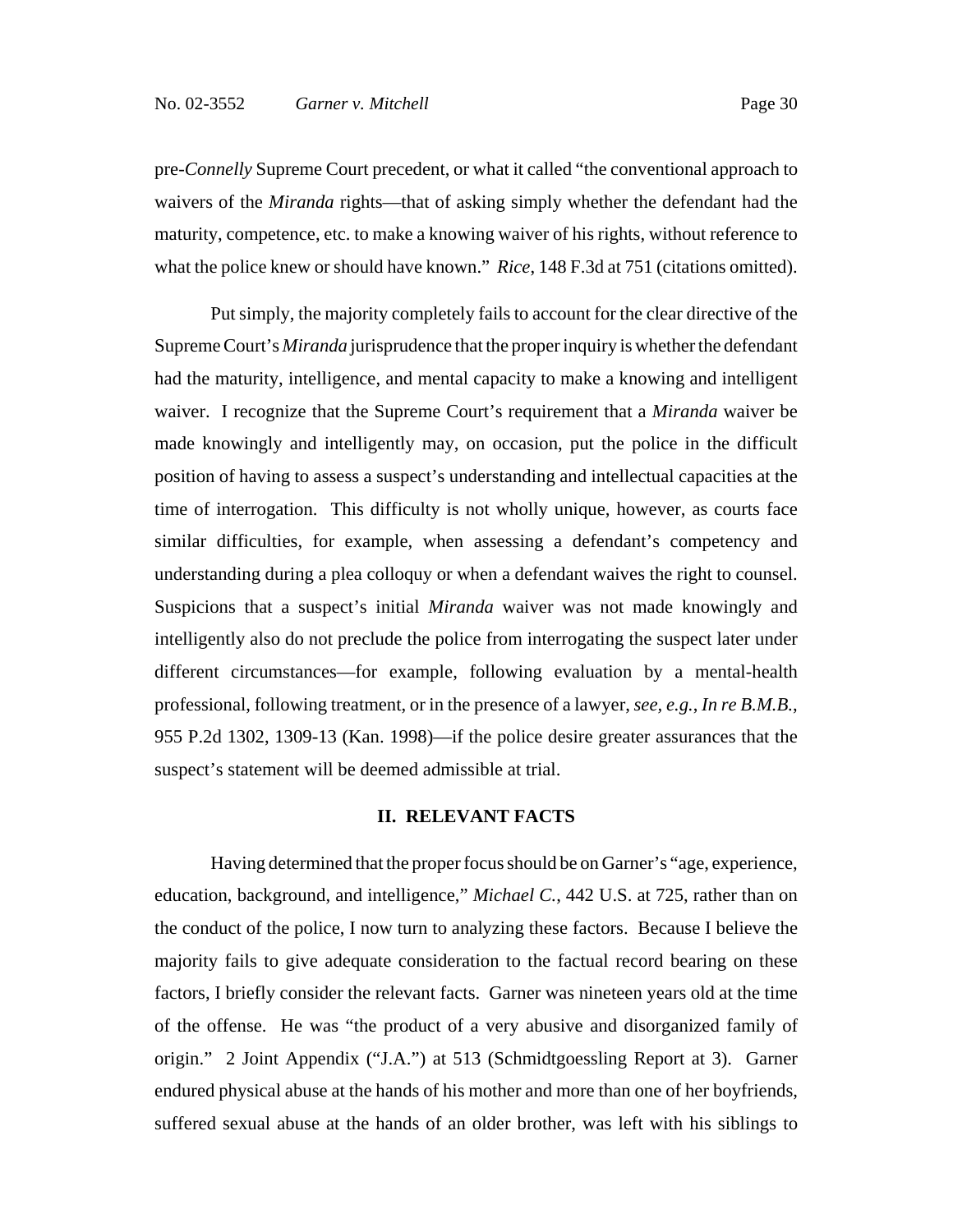pre-*Connelly* Supreme Court precedent, or what it called "the conventional approach to waivers of the *Miranda* rights—that of asking simply whether the defendant had the maturity, competence, etc. to make a knowing waiver of his rights, without reference to what the police knew or should have known." *Rice*, 148 F.3d at 751 (citations omitted).

Put simply, the majority completely fails to account for the clear directive of the Supreme Court's *Miranda* jurisprudence that the proper inquiry is whether the defendant had the maturity, intelligence, and mental capacity to make a knowing and intelligent waiver. I recognize that the Supreme Court's requirement that a *Miranda* waiver be made knowingly and intelligently may, on occasion, put the police in the difficult position of having to assess a suspect's understanding and intellectual capacities at the time of interrogation. This difficulty is not wholly unique, however, as courts face similar difficulties, for example, when assessing a defendant's competency and understanding during a plea colloquy or when a defendant waives the right to counsel. Suspicions that a suspect's initial *Miranda* waiver was not made knowingly and intelligently also do not preclude the police from interrogating the suspect later under different circumstances—for example, following evaluation by a mental-health professional, following treatment, or in the presence of a lawyer, *see, e.g.*, *In re B.M.B.*, 955 P.2d 1302, 1309-13 (Kan. 1998)—if the police desire greater assurances that the suspect's statement will be deemed admissible at trial.

## II. RELEVANT FACTS

Having determined that the proper focus should be on Garner's "age, experience, education, background, and intelligence," *Michael C.*, 442 U.S. at 725, rather than on the conduct of the police, I now turn to analyzing these factors. Because I believe the majority fails to give adequate consideration to the factual record bearing on these factors, I briefly consider the relevant facts. Garner was nineteen years old at the time of the offense. He was "the product of a very abusive and disorganized family of origin." 2 Joint Appendix ("J.A.") at 513 (Schmidtgoessling Report at 3). Garner endured physical abuse at the hands of his mother and more than one of her boyfriends, suffered sexual abuse at the hands of an older brother, was left with his siblings to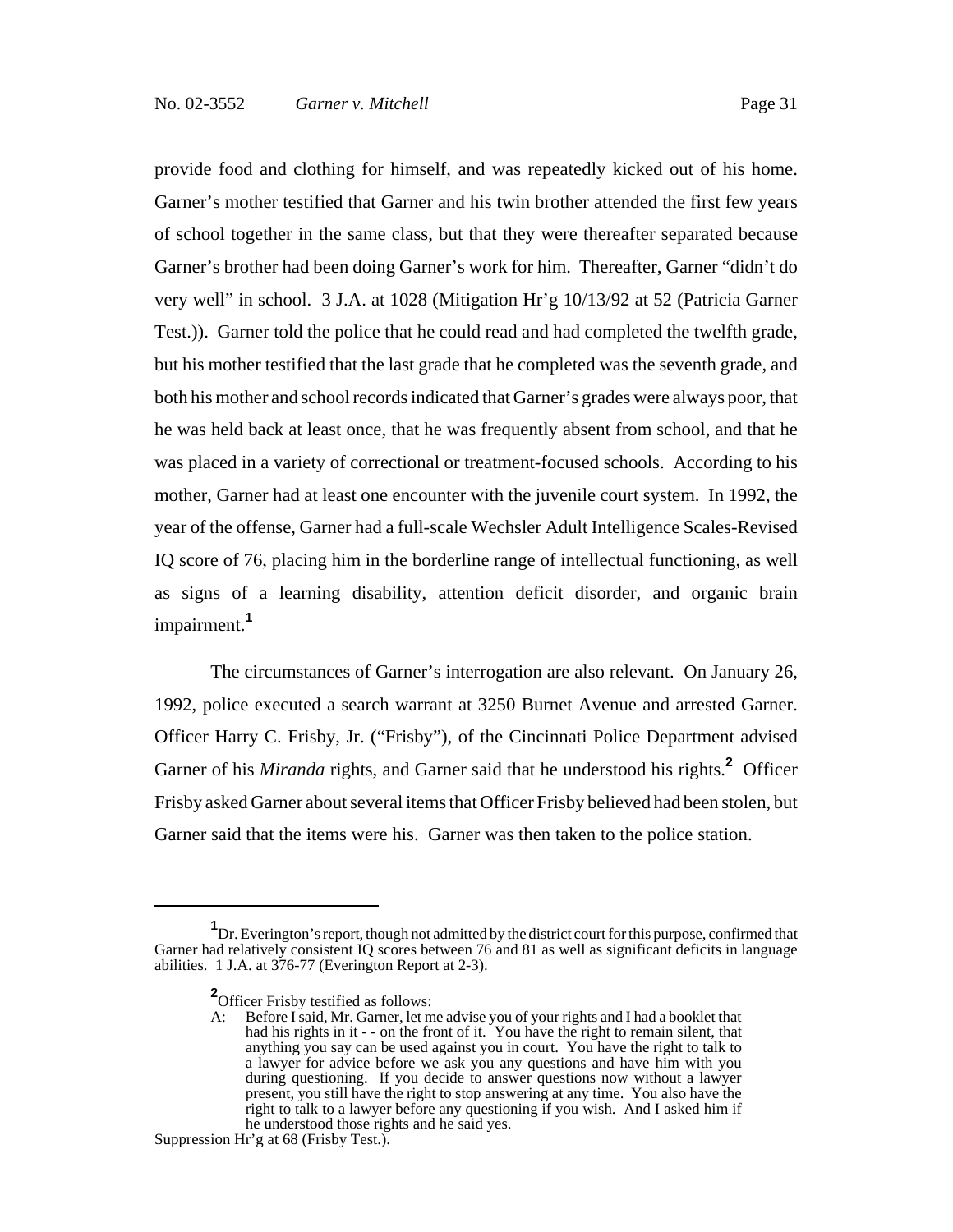provide food and clothing for himself, and was repeatedly kicked out of his home. Garner's mother testified that Garner and his twin brother attended the first few years of school together in the same class, but that they were thereafter separated because Garner's brother had been doing Garner's work for him. Thereafter, Garner "didn't do very well" in school. 3 J.A. at 1028 (Mitigation Hr'g 10/13/92 at 52 (Patricia Garner Test.)). Garner told the police that he could read and had completed the twelfth grade, but his mother testified that the last grade that he completed was the seventh grade, and both his mother and school records indicated that Garner's grades were always poor, that he was held back at least once, that he was frequently absent from school, and that he was placed in a variety of correctional or treatment-focused schools. According to his mother, Garner had at least one encounter with the juvenile court system. In 1992, the year of the offense, Garner had a full-scale Wechsler Adult Intelligence Scales-Revised IQ score of 76, placing him in the borderline range of intellectual functioning, as well as signs of a learning disability, attention deficit disorder, and organic brain impairment.[1]

The circumstances of Garner's interrogation are also relevant. On January 26, 1992, police executed a search warrant at 3250 Burnet Avenue and arrested Garner. Officer Harry C. Frisby, Jr. ("Frisby"), of the Cincinnati Police Department advised Garner of his *Miranda* rights, and Garner said that he understood his rights.[2] Officer Frisby asked Garner about several items that Officer Frisby believed had been stolen, but Garner said that the items were his. Garner was then taken to the police station.

---

[1] Dr. Everington's report, though not admitted by the district court for this purpose, confirmed that Garner had relatively consistent IQ scores between 76 and 81 as well as significant deficits in language abilities. 1 J.A. at 376-77 (Everington Report at 2-3).

[2] Officer Frisby testified as follows:

> A: Before I said, Mr. Garner, let me advise you of your rights and I had a booklet that had his rights in it - - on the front of it. You have the right to remain silent, that anything you say can be used against you in court. You have the right to talk to a lawyer for advice before we ask you any questions and have him with you during questioning. If you decide to answer questions now without a lawyer present, you still have the right to stop answering at any time. You also have the right to talk to a lawyer before any questioning if you wish. And I asked him if he understood those rights and he said yes.

Suppression Hr'g at 68 (Frisby Test.).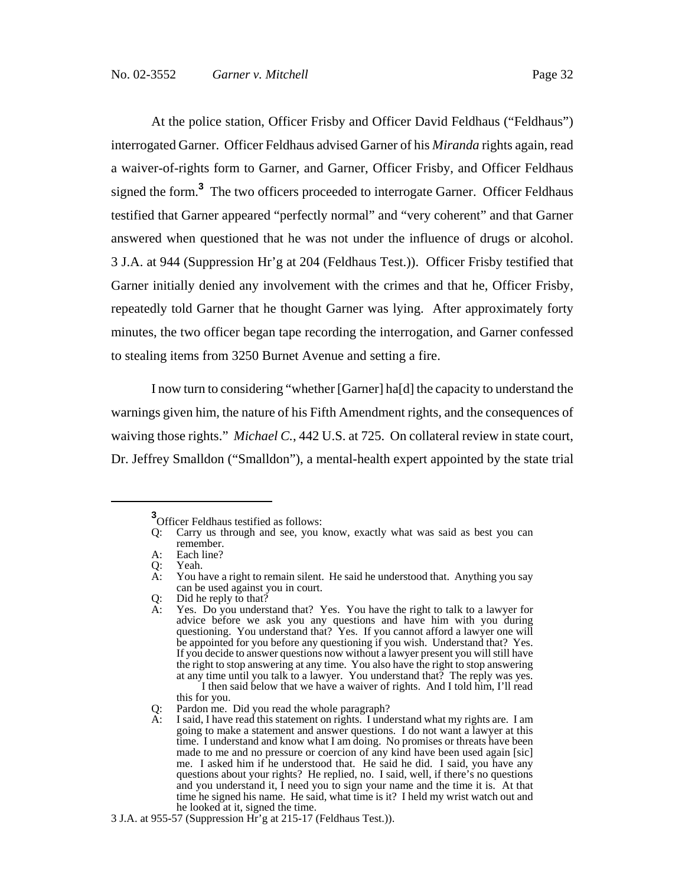At the police station, Officer Frisby and Officer David Feldhaus ("Feldhaus") interrogated Garner. Officer Feldhaus advised Garner of his *Miranda* rights again, read a waiver-of-rights form to Garner, and Garner, Officer Frisby, and Officer Feldhaus signed the form.[3] The two officers proceeded to interrogate Garner. Officer Feldhaus testified that Garner appeared "perfectly normal" and "very coherent" and that Garner answered when questioned that he was not under the influence of drugs or alcohol. 3 J.A. at 944 (Suppression Hr'g at 204 (Feldhaus Test.)). Officer Frisby testified that Garner initially denied any involvement with the crimes and that he, Officer Frisby, repeatedly told Garner that he thought Garner was lying. After approximately forty minutes, the two officer began tape recording the interrogation, and Garner confessed to stealing items from 3250 Burnet Avenue and setting a fire.

I now turn to considering "whether [Garner] ha[d] the capacity to understand the warnings given him, the nature of his Fifth Amendment rights, and the consequences of waiving those rights." *Michael C.*, 442 U.S. at 725. On collateral review in state court, Dr. Jeffrey Smalldon ("Smalldon"), a mental-health expert appointed by the state trial

---

[3] Officer Feldhaus testified as follows:

Q: Carry us through and see, you know, exactly what was said as best you can remember.

A: Each line?

Q: Yeah.

A: You have a right to remain silent. He said he understood that. Anything you say can be used against you in court.

Q: Did he reply to that?

A: Yes. Do you understand that? Yes. You have the right to talk to a lawyer for advice before we ask you any questions and have him with you during questioning. You understand that? Yes. If you cannot afford a lawyer one will be appointed for you before any questioning if you wish. Understand that? Yes. If you decide to answer questions now without a lawyer present you will still have the right to stop answering at any time. You also have the right to stop answering at any time until you talk to a lawyer. You understand that? The reply was yes.
I then said below that we have a waiver of rights. And I told him, I'll read this for you.

Q: Pardon me. Did you read the whole paragraph?

A: I said, I have read this statement on rights. I understand what my rights are. I am going to make a statement and answer questions. I do not want a lawyer at this time. I understand and know what I am doing. No promises or threats have been made to me and no pressure or coercion of any kind have been used again [sic] me. I asked him if he understood that. He said he did. I said, you have any questions about your rights? He replied, no. I said, well, if there's no questions and you understand it, I need you to sign your name and the time it is. At that time he signed his name. He said, what time is it? I held my wrist watch out and he looked at it, signed the time.

3 J.A. at 955-57 (Suppression Hr'g at 215-17 (Feldhaus Test.)).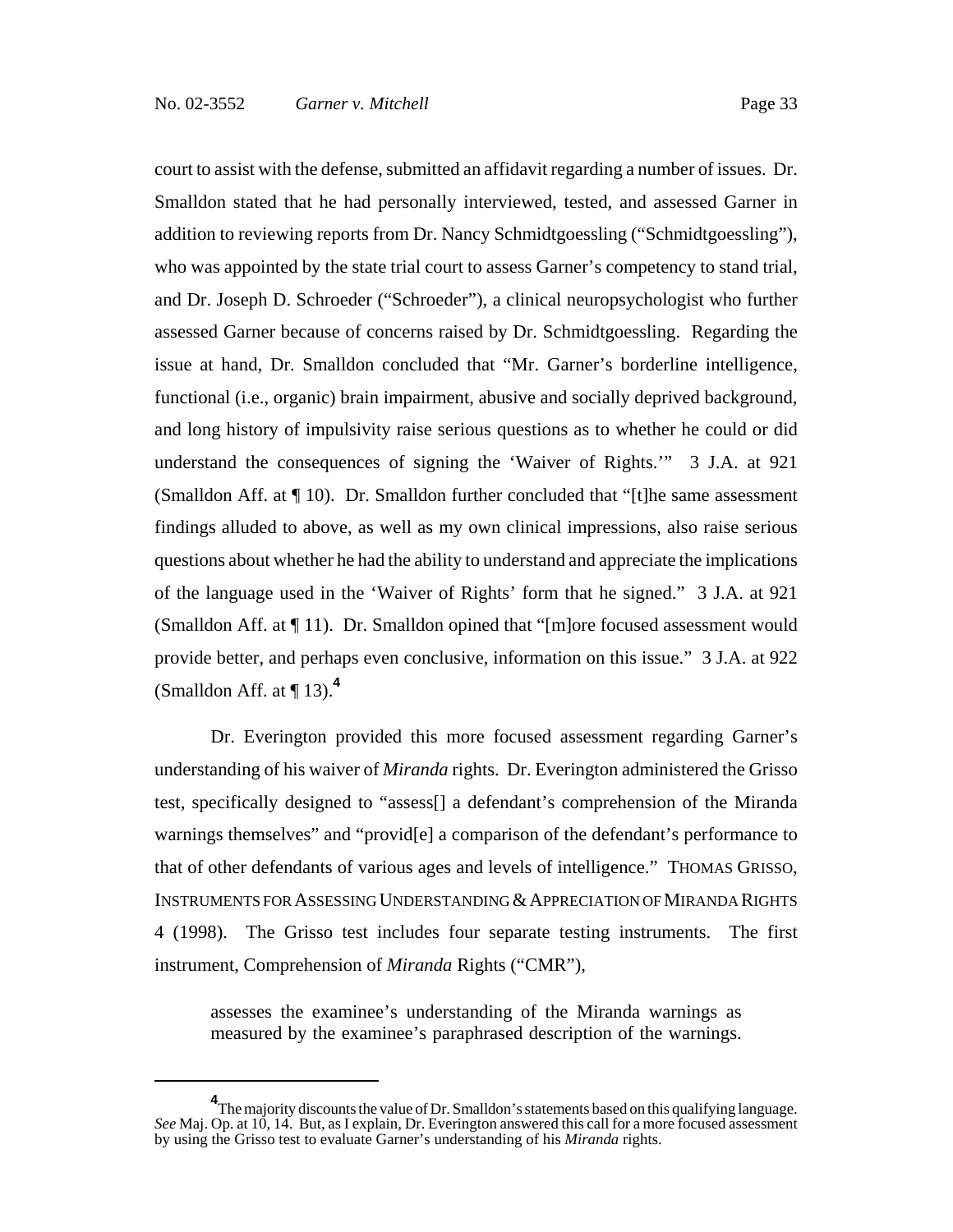court to assist with the defense, submitted an affidavit regarding a number of issues. Dr. Smalldon stated that he had personally interviewed, tested, and assessed Garner in addition to reviewing reports from Dr. Nancy Schmidtgoessling ("Schmidtgoessling"), who was appointed by the state trial court to assess Garner's competency to stand trial, and Dr. Joseph D. Schroeder ("Schroeder"), a clinical neuropsychologist who further assessed Garner because of concerns raised by Dr. Schmidtgoessling. Regarding the issue at hand, Dr. Smalldon concluded that "Mr. Garner's borderline intelligence, functional (i.e., organic) brain impairment, abusive and socially deprived background, and long history of impulsivity raise serious questions as to whether he could or did understand the consequences of signing the 'Waiver of Rights.'" 3 J.A. at 921 (Smalldon Aff. at ¶ 10). Dr. Smalldon further concluded that "[t]he same assessment findings alluded to above, as well as my own clinical impressions, also raise serious questions about whether he had the ability to understand and appreciate the implications of the language used in the 'Waiver of Rights' form that he signed." 3 J.A. at 921 (Smalldon Aff. at ¶ 11). Dr. Smalldon opined that "[m]ore focused assessment would provide better, and perhaps even conclusive, information on this issue." 3 J.A. at 922 (Smalldon Aff. at ¶ 13).[4]

Dr. Everington provided this more focused assessment regarding Garner's understanding of his waiver of *Miranda* rights. Dr. Everington administered the Grisso test, specifically designed to "assess[] a defendant's comprehension of the Miranda warnings themselves" and "provid[e] a comparison of the defendant's performance to that of other defendants of various ages and levels of intelligence." THOMAS GRISSO, INSTRUMENTS FOR ASSESSING UNDERSTANDING & APPRECIATION OF MIRANDA RIGHTS 4 (1998). The Grisso test includes four separate testing instruments. The first instrument, Comprehension of *Miranda* Rights ("CMR"),

> assesses the examinee's understanding of the Miranda warnings as measured by the examinee's paraphrased description of the warnings.

---

[4] The majority discounts the value of Dr. Smalldon's statements based on this qualifying language. *See* Maj. Op. at 10, 14. But, as I explain, Dr. Everington answered this call for a more focused assessment by using the Grisso test to evaluate Garner's understanding of his *Miranda* rights.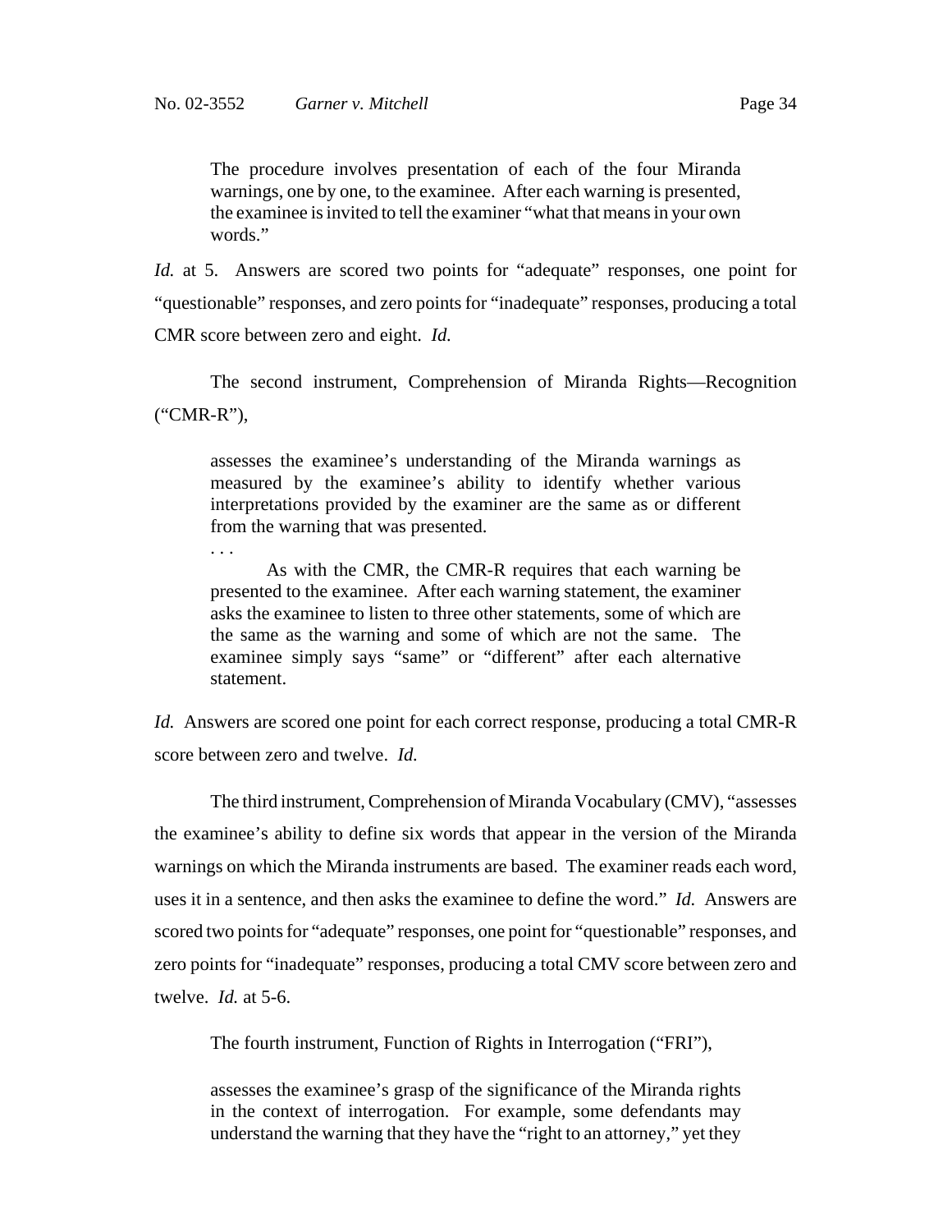> The procedure involves presentation of each of the four Miranda warnings, one by one, to the examinee. After each warning is presented, the examinee is invited to tell the examiner "what that means in your own words."

*Id.* at 5. Answers are scored two points for "adequate" responses, one point for "questionable" responses, and zero points for "inadequate" responses, producing a total CMR score between zero and eight. *Id.*

The second instrument, Comprehension of Miranda Rights—Recognition ("CMR-R"),

> assesses the examinee's understanding of the Miranda warnings as measured by the examinee's ability to identify whether various interpretations provided by the examiner are the same as or different from the warning that was presented.
>
> . . .
>
> As with the CMR, the CMR-R requires that each warning be presented to the examinee. After each warning statement, the examiner asks the examinee to listen to three other statements, some of which are the same as the warning and some of which are not the same. The examinee simply says "same" or "different" after each alternative statement.

*Id.* Answers are scored one point for each correct response, producing a total CMR-R score between zero and twelve. *Id.*

The third instrument, Comprehension of Miranda Vocabulary (CMV), "assesses the examinee's ability to define six words that appear in the version of the Miranda warnings on which the Miranda instruments are based. The examiner reads each word, uses it in a sentence, and then asks the examinee to define the word." *Id.* Answers are scored two points for "adequate" responses, one point for "questionable" responses, and zero points for "inadequate" responses, producing a total CMV score between zero and twelve. *Id.* at 5-6.

The fourth instrument, Function of Rights in Interrogation ("FRI"),

> assesses the examinee's grasp of the significance of the Miranda rights in the context of interrogation. For example, some defendants may understand the warning that they have the "right to an attorney," yet they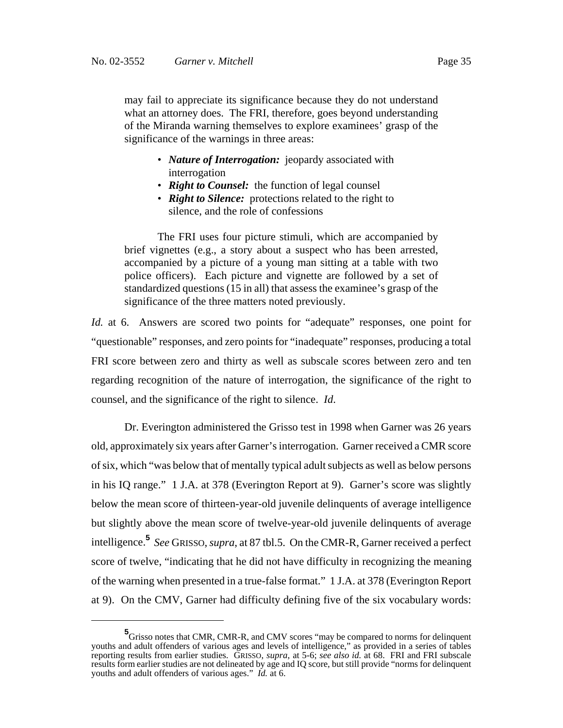> may fail to appreciate its significance because they do not understand what an attorney does. The FRI, therefore, goes beyond understanding of the Miranda warning themselves to explore examinees' grasp of the significance of the warnings in three areas:
>
> - ***Nature of Interrogation:*** jeopardy associated with interrogation
> - ***Right to Counsel:*** the function of legal counsel
> - ***Right to Silence:*** protections related to the right to silence, and the role of confessions
>
> The FRI uses four picture stimuli, which are accompanied by brief vignettes (e.g., a story about a suspect who has been arrested, accompanied by a picture of a young man sitting at a table with two police officers). Each picture and vignette are followed by a set of standardized questions (15 in all) that assess the examinee's grasp of the significance of the three matters noted previously.

*Id.* at 6. Answers are scored two points for "adequate" responses, one point for "questionable" responses, and zero points for "inadequate" responses, producing a total FRI score between zero and thirty as well as subscale scores between zero and ten regarding recognition of the nature of interrogation, the significance of the right to counsel, and the significance of the right to silence. *Id.*

Dr. Everington administered the Grisso test in 1998 when Garner was 26 years old, approximately six years after Garner's interrogation. Garner received a CMR score of six, which "was below that of mentally typical adult subjects as well as below persons in his IQ range." 1 J.A. at 378 (Everington Report at 9). Garner's score was slightly below the mean score of thirteen-year-old juvenile delinquents of average intelligence but slightly above the mean score of twelve-year-old juvenile delinquents of average intelligence.[5] *See* GRISSO, *supra*, at 87 tbl.5. On the CMR-R, Garner received a perfect score of twelve, "indicating that he did not have difficulty in recognizing the meaning of the warning when presented in a true-false format." 1 J.A. at 378 (Everington Report at 9). On the CMV, Garner had difficulty defining five of the six vocabulary words:

---

[5] Grisso notes that CMR, CMR-R, and CMV scores "may be compared to norms for delinquent youths and adult offenders of various ages and levels of intelligence," as provided in a series of tables reporting results from earlier studies. GRISSO, *supra*, at 5-6; *see also id.* at 68. FRI and FRI subscale results form earlier studies are not delineated by age and IQ score, but still provide "norms for delinquent youths and adult offenders of various ages." *Id.* at 6.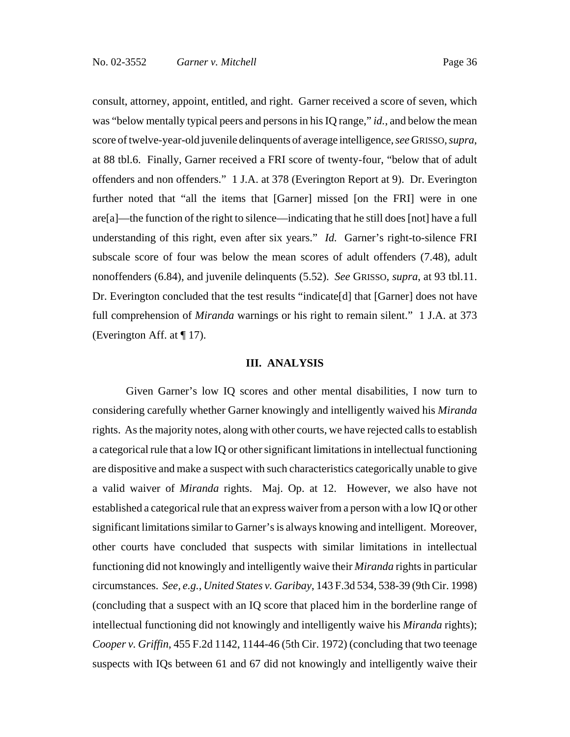consult, attorney, appoint, entitled, and right. Garner received a score of seven, which was "below mentally typical peers and persons in his IQ range," *id.*, and below the mean score of twelve-year-old juvenile delinquents of average intelligence, *see* GRISSO, *supra*, at 88 tbl.6. Finally, Garner received a FRI score of twenty-four, "below that of adult offenders and non offenders." 1 J.A. at 378 (Everington Report at 9). Dr. Everington further noted that "all the items that [Garner] missed [on the FRI] were in one are[a]—the function of the right to silence—indicating that he still does [not] have a full understanding of this right, even after six years." *Id.* Garner's right-to-silence FRI subscale score of four was below the mean scores of adult offenders (7.48), adult nonoffenders (6.84), and juvenile delinquents (5.52). *See* GRISSO, *supra*, at 93 tbl.11. Dr. Everington concluded that the test results "indicate[d] that [Garner] does not have full comprehension of *Miranda* warnings or his right to remain silent." 1 J.A. at 373 (Everington Aff. at ¶ 17).

## III. ANALYSIS

Given Garner's low IQ scores and other mental disabilities, I now turn to considering carefully whether Garner knowingly and intelligently waived his *Miranda* rights. As the majority notes, along with other courts, we have rejected calls to establish a categorical rule that a low IQ or other significant limitations in intellectual functioning are dispositive and make a suspect with such characteristics categorically unable to give a valid waiver of *Miranda* rights. Maj. Op. at 12. However, we also have not established a categorical rule that an express waiver from a person with a low IQ or other significant limitations similar to Garner's is always knowing and intelligent. Moreover, other courts have concluded that suspects with similar limitations in intellectual functioning did not knowingly and intelligently waive their *Miranda* rights in particular circumstances. *See, e.g.*, *United States v. Garibay*, 143 F.3d 534, 538-39 (9th Cir. 1998) (concluding that a suspect with an IQ score that placed him in the borderline range of intellectual functioning did not knowingly and intelligently waive his *Miranda* rights); *Cooper v. Griffin*, 455 F.2d 1142, 1144-46 (5th Cir. 1972) (concluding that two teenage suspects with IQs between 61 and 67 did not knowingly and intelligently waive their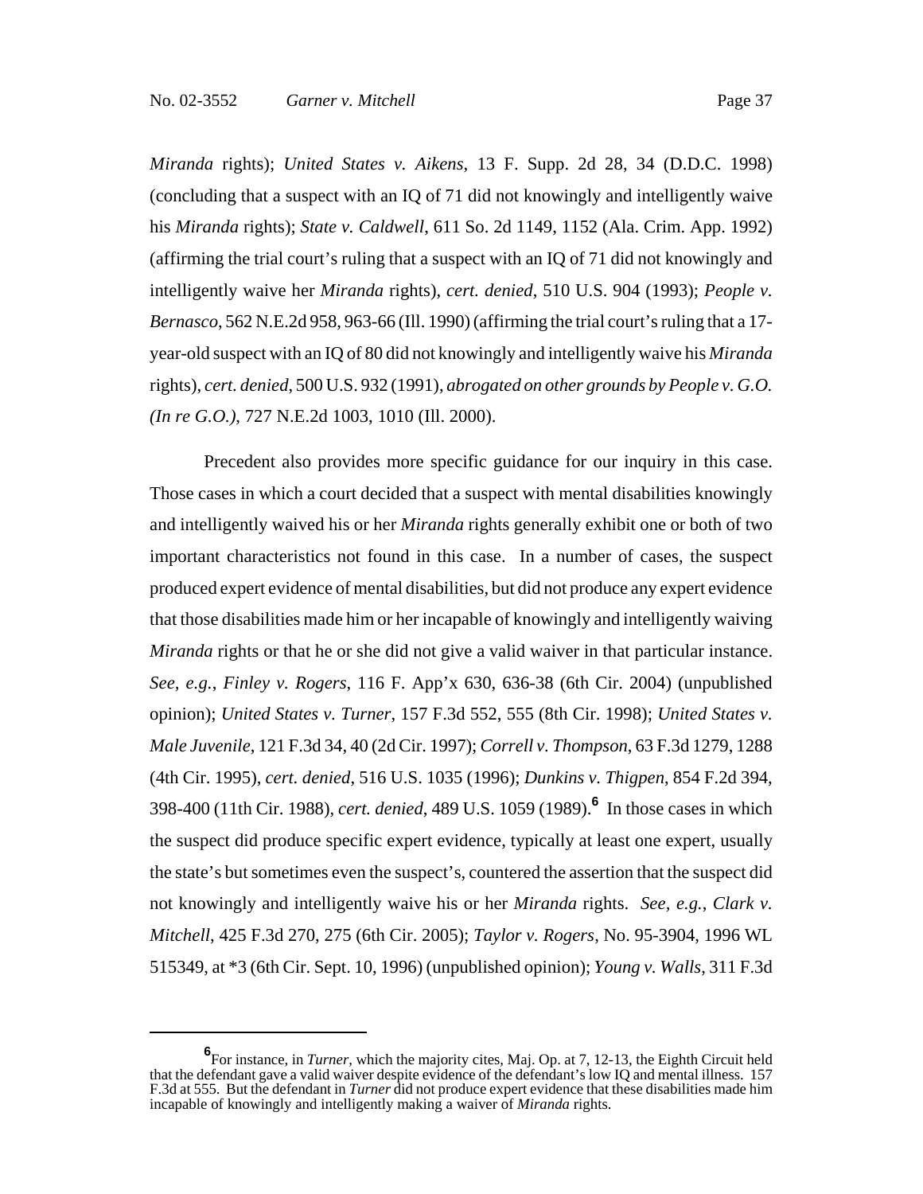*Miranda* rights); *United States v. Aikens*, 13 F. Supp. 2d 28, 34 (D.D.C. 1998) (concluding that a suspect with an IQ of 71 did not knowingly and intelligently waive his *Miranda* rights); *State v. Caldwell*, 611 So. 2d 1149, 1152 (Ala. Crim. App. 1992) (affirming the trial court's ruling that a suspect with an IQ of 71 did not knowingly and intelligently waive her *Miranda* rights), *cert. denied*, 510 U.S. 904 (1993); *People v. Bernasco*, 562 N.E.2d 958, 963-66 (Ill. 1990) (affirming the trial court's ruling that a 17-year-old suspect with an IQ of 80 did not knowingly and intelligently waive his *Miranda* rights), *cert. denied*, 500 U.S. 932 (1991), *abrogated on other grounds by People v. G.O. (In re G.O.)*, 727 N.E.2d 1003, 1010 (Ill. 2000).

Precedent also provides more specific guidance for our inquiry in this case. Those cases in which a court decided that a suspect with mental disabilities knowingly and intelligently waived his or her *Miranda* rights generally exhibit one or both of two important characteristics not found in this case. In a number of cases, the suspect produced expert evidence of mental disabilities, but did not produce any expert evidence that those disabilities made him or her incapable of knowingly and intelligently waiving *Miranda* rights or that he or she did not give a valid waiver in that particular instance. *See, e.g.*, *Finley v. Rogers*, 116 F. App'x 630, 636-38 (6th Cir. 2004) (unpublished opinion); *United States v. Turner*, 157 F.3d 552, 555 (8th Cir. 1998); *United States v. Male Juvenile*, 121 F.3d 34, 40 (2d Cir. 1997); *Correll v. Thompson*, 63 F.3d 1279, 1288 (4th Cir. 1995), *cert. denied*, 516 U.S. 1035 (1996); *Dunkins v. Thigpen*, 854 F.2d 394, 398-400 (11th Cir. 1988), *cert. denied*, 489 U.S. 1059 (1989).[6] In those cases in which the suspect did produce specific expert evidence, typically at least one expert, usually the state's but sometimes even the suspect's, countered the assertion that the suspect did not knowingly and intelligently waive his or her *Miranda* rights. *See, e.g.*, *Clark v. Mitchell*, 425 F.3d 270, 275 (6th Cir. 2005); *Taylor v. Rogers*, No. 95-3904, 1996 WL 515349, at *3 (6th Cir. Sept. 10, 1996) (unpublished opinion); *Young v. Walls*, 311 F.3d

---

[6] For instance, in *Turner*, which the majority cites, Maj. Op. at 7, 12-13, the Eighth Circuit held that the defendant gave a valid waiver despite evidence of the defendant's low IQ and mental illness. 157 F.3d at 555. But the defendant in *Turner* did not produce expert evidence that these disabilities made him incapable of knowingly and intelligently making a waiver of *Miranda* rights.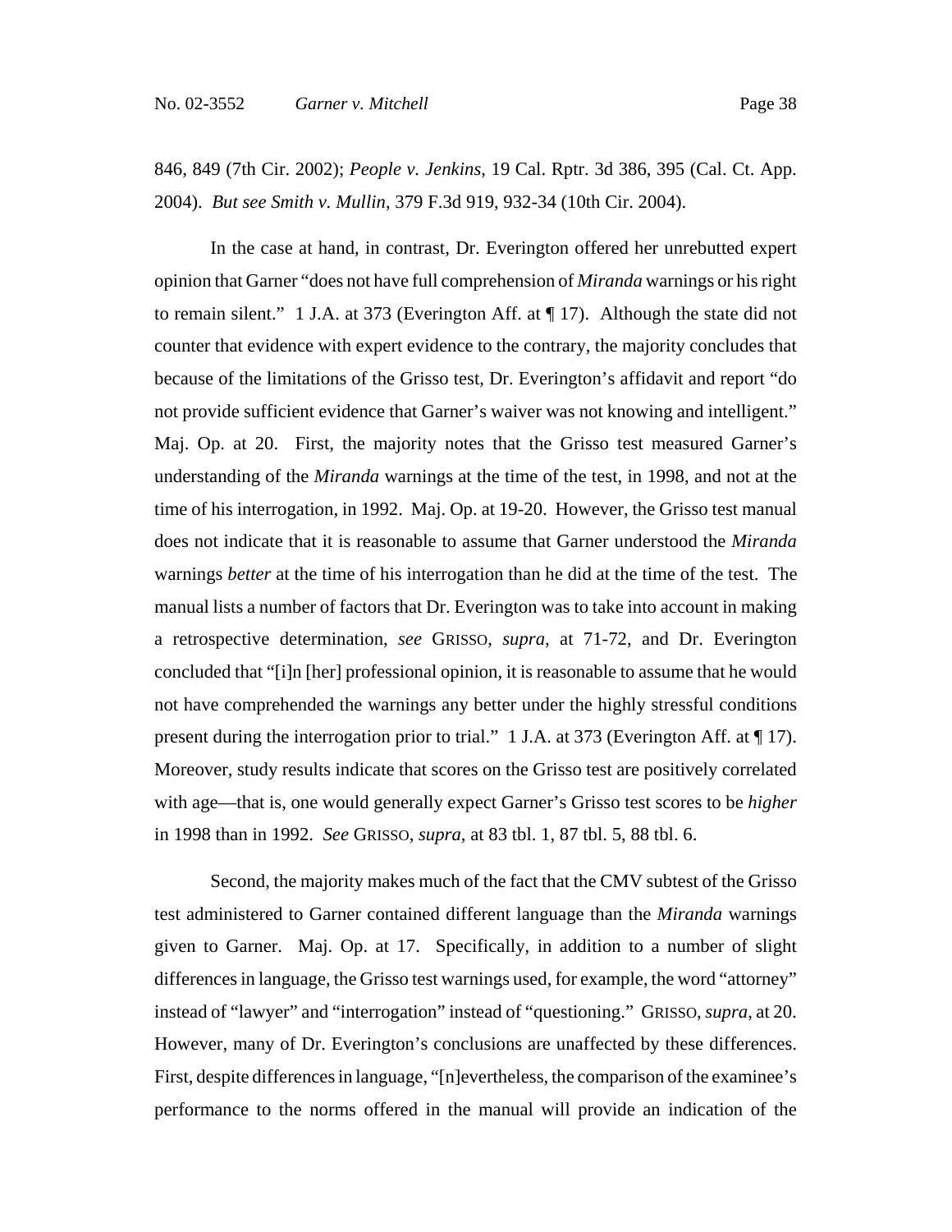846, 849 (7th Cir. 2002); *People v. Jenkins*, 19 Cal. Rptr. 3d 386, 395 (Cal. Ct. App. 2004). *But see Smith v. Mullin*, 379 F.3d 919, 932-34 (10th Cir. 2004).

In the case at hand, in contrast, Dr. Everington offered her unrebutted expert opinion that Garner "does not have full comprehension of *Miranda* warnings or his right to remain silent." 1 J.A. at 373 (Everington Aff. at ¶ 17). Although the state did not counter that evidence with expert evidence to the contrary, the majority concludes that because of the limitations of the Grisso test, Dr. Everington's affidavit and report "do not provide sufficient evidence that Garner's waiver was not knowing and intelligent." Maj. Op. at 20. First, the majority notes that the Grisso test measured Garner's understanding of the *Miranda* warnings at the time of the test, in 1998, and not at the time of his interrogation, in 1992. Maj. Op. at 19-20. However, the Grisso test manual does not indicate that it is reasonable to assume that Garner understood the *Miranda* warnings *better* at the time of his interrogation than he did at the time of the test. The manual lists a number of factors that Dr. Everington was to take into account in making a retrospective determination, *see* GRISSO, *supra*, at 71-72, and Dr. Everington concluded that "[i]n [her] professional opinion, it is reasonable to assume that he would not have comprehended the warnings any better under the highly stressful conditions present during the interrogation prior to trial." 1 J.A. at 373 (Everington Aff. at ¶ 17). Moreover, study results indicate that scores on the Grisso test are positively correlated with age—that is, one would generally expect Garner's Grisso test scores to be *higher* in 1998 than in 1992. *See* GRISSO, *supra*, at 83 tbl. 1, 87 tbl. 5, 88 tbl. 6.

Second, the majority makes much of the fact that the CMV subtest of the Grisso test administered to Garner contained different language than the *Miranda* warnings given to Garner. Maj. Op. at 17. Specifically, in addition to a number of slight differences in language, the Grisso test warnings used, for example, the word "attorney" instead of "lawyer" and "interrogation" instead of "questioning." GRISSO, *supra*, at 20. However, many of Dr. Everington's conclusions are unaffected by these differences. First, despite differences in language, "[n]evertheless, the comparison of the examinee's performance to the norms offered in the manual will provide an indication of the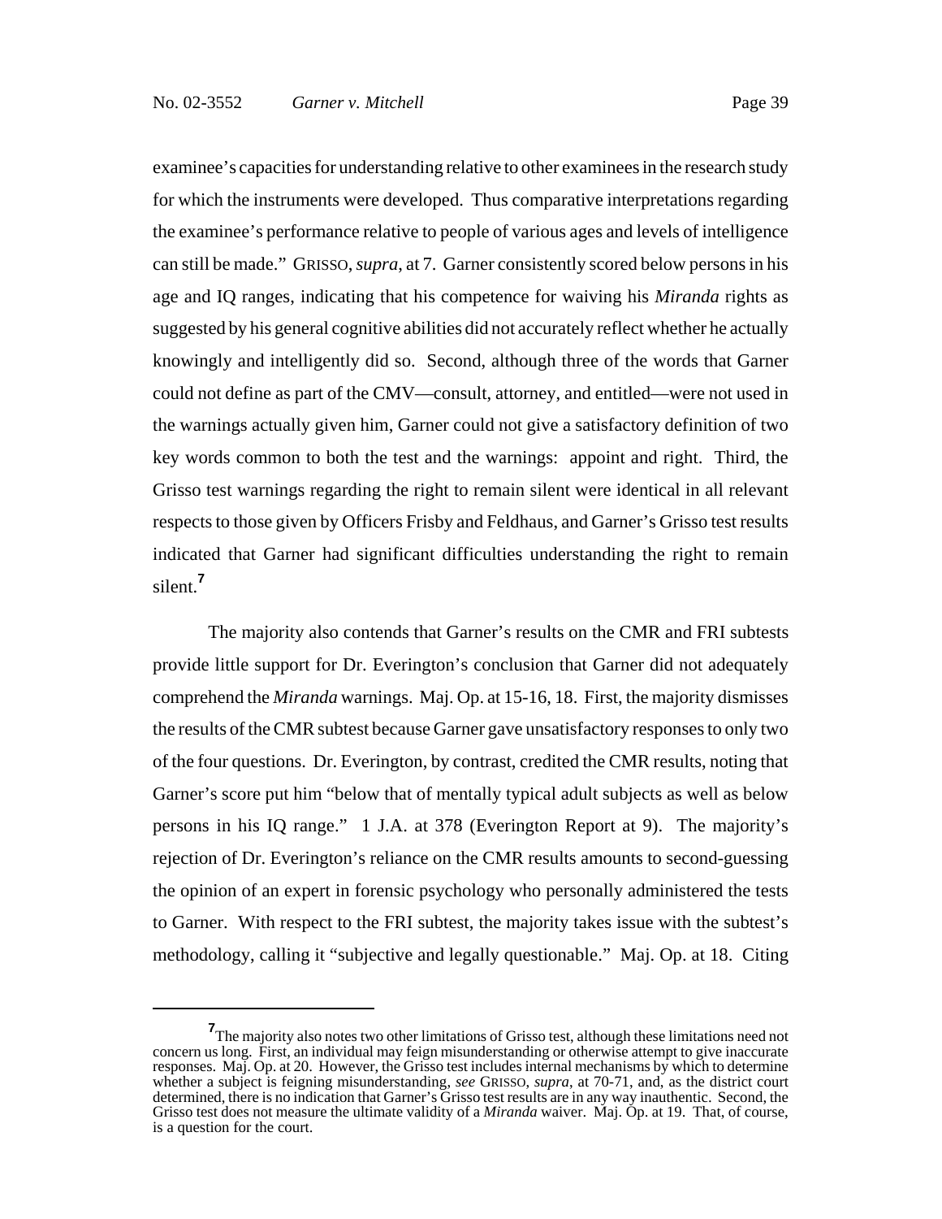examinee's capacities for understanding relative to other examinees in the research study for which the instruments were developed. Thus comparative interpretations regarding the examinee's performance relative to people of various ages and levels of intelligence can still be made." GRISSO, *supra*, at 7. Garner consistently scored below persons in his age and IQ ranges, indicating that his competence for waiving his *Miranda* rights as suggested by his general cognitive abilities did not accurately reflect whether he actually knowingly and intelligently did so. Second, although three of the words that Garner could not define as part of the CMV—consult, attorney, and entitled—were not used in the warnings actually given him, Garner could not give a satisfactory definition of two key words common to both the test and the warnings: appoint and right. Third, the Grisso test warnings regarding the right to remain silent were identical in all relevant respects to those given by Officers Frisby and Feldhaus, and Garner's Grisso test results indicated that Garner had significant difficulties understanding the right to remain silent.[7]

The majority also contends that Garner's results on the CMR and FRI subtests provide little support for Dr. Everington's conclusion that Garner did not adequately comprehend the *Miranda* warnings. Maj. Op. at 15-16, 18. First, the majority dismisses the results of the CMR subtest because Garner gave unsatisfactory responses to only two of the four questions. Dr. Everington, by contrast, credited the CMR results, noting that Garner's score put him "below that of mentally typical adult subjects as well as below persons in his IQ range." 1 J.A. at 378 (Everington Report at 9). The majority's rejection of Dr. Everington's reliance on the CMR results amounts to second-guessing the opinion of an expert in forensic psychology who personally administered the tests to Garner. With respect to the FRI subtest, the majority takes issue with the subtest's methodology, calling it "subjective and legally questionable." Maj. Op. at 18. Citing

[7] The majority also notes two other limitations of Grisso test, although these limitations need not concern us long. First, an individual may feign misunderstanding or otherwise attempt to give inaccurate responses. Maj. Op. at 20. However, the Grisso test includes internal mechanisms by which to determine whether a subject is feigning misunderstanding, *see* GRISSO, *supra*, at 70-71, and, as the district court determined, there is no indication that Garner's Grisso test results are in any way inauthentic. Second, the Grisso test does not measure the ultimate validity of a *Miranda* waiver. Maj. Op. at 19. That, of course, is a question for the court.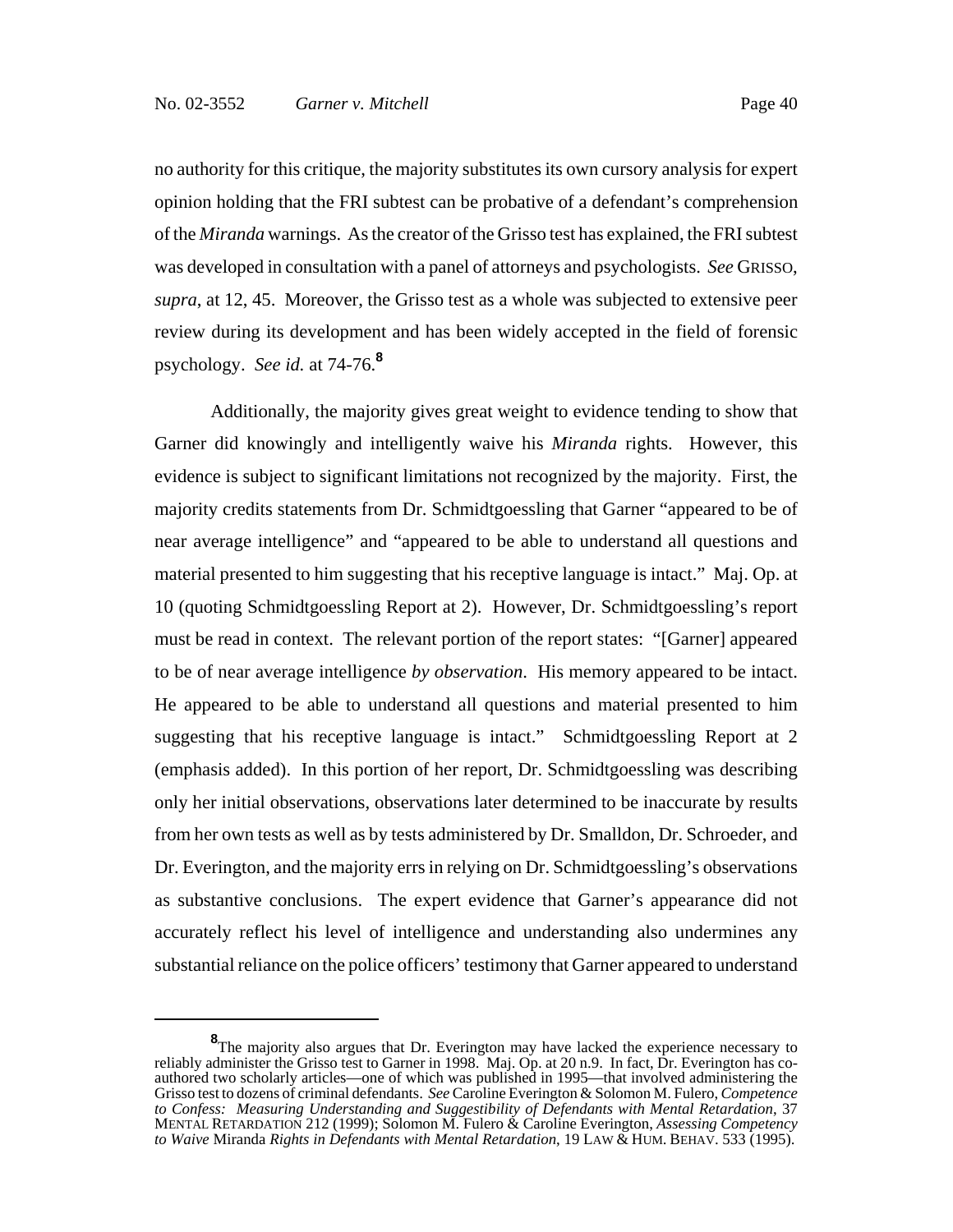no authority for this critique, the majority substitutes its own cursory analysis for expert opinion holding that the FRI subtest can be probative of a defendant's comprehension of the *Miranda* warnings. As the creator of the Grisso test has explained, the FRI subtest was developed in consultation with a panel of attorneys and psychologists. *See* GRISSO, *supra*, at 12, 45. Moreover, the Grisso test as a whole was subjected to extensive peer review during its development and has been widely accepted in the field of forensic psychology. *See id.* at 74-76.[8]

Additionally, the majority gives great weight to evidence tending to show that Garner did knowingly and intelligently waive his *Miranda* rights. However, this evidence is subject to significant limitations not recognized by the majority. First, the majority credits statements from Dr. Schmidtgoessling that Garner "appeared to be of near average intelligence" and "appeared to be able to understand all questions and material presented to him suggesting that his receptive language is intact." Maj. Op. at 10 (quoting Schmidtgoessling Report at 2). However, Dr. Schmidtgoessling's report must be read in context. The relevant portion of the report states: "[Garner] appeared to be of near average intelligence *by observation*. His memory appeared to be intact. He appeared to be able to understand all questions and material presented to him suggesting that his receptive language is intact." Schmidtgoessling Report at 2 (emphasis added). In this portion of her report, Dr. Schmidtgoessling was describing only her initial observations, observations later determined to be inaccurate by results from her own tests as well as by tests administered by Dr. Smalldon, Dr. Schroeder, and Dr. Everington, and the majority errs in relying on Dr. Schmidtgoessling's observations as substantive conclusions. The expert evidence that Garner's appearance did not accurately reflect his level of intelligence and understanding also undermines any substantial reliance on the police officers' testimony that Garner appeared to understand

---

[8] The majority also argues that Dr. Everington may have lacked the experience necessary to reliably administer the Grisso test to Garner in 1998. Maj. Op. at 20 n.9. In fact, Dr. Everington has co-authored two scholarly articles—one of which was published in 1995—that involved administering the Grisso test to dozens of criminal defendants. *See* Caroline Everington & Solomon M. Fulero, *Competence to Confess: Measuring Understanding and Suggestibility of Defendants with Mental Retardation*, 37 MENTAL RETARDATION 212 (1999); Solomon M. Fulero & Caroline Everington, *Assessing Competency to Waive* Miranda *Rights in Defendants with Mental Retardation*, 19 LAW & HUM. BEHAV. 533 (1995).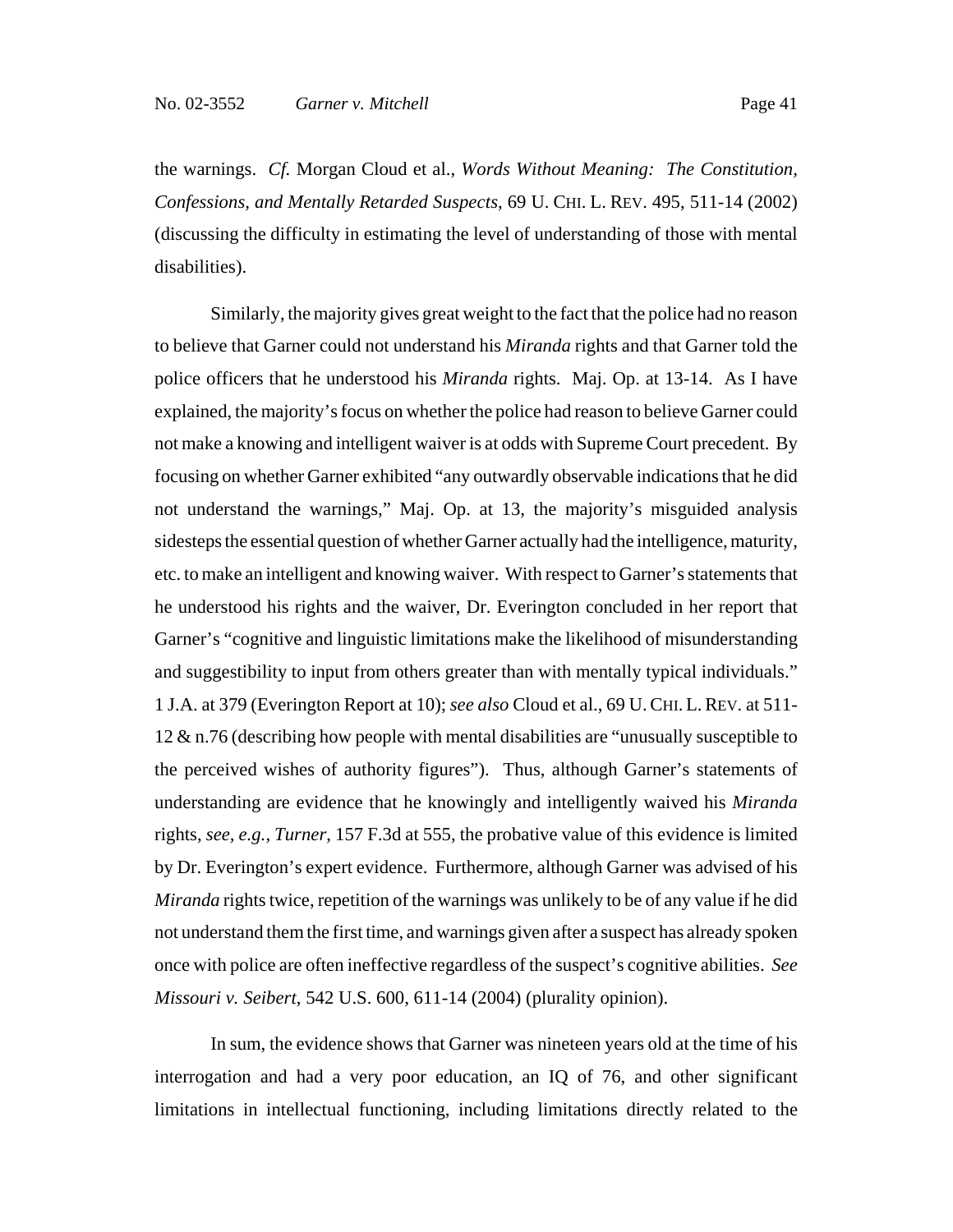the warnings. *Cf.* Morgan Cloud et al., *Words Without Meaning: The Constitution, Confessions, and Mentally Retarded Suspects*, 69 U. CHI. L. REV. 495, 511-14 (2002) (discussing the difficulty in estimating the level of understanding of those with mental disabilities).

Similarly, the majority gives great weight to the fact that the police had no reason to believe that Garner could not understand his *Miranda* rights and that Garner told the police officers that he understood his *Miranda* rights. Maj. Op. at 13-14. As I have explained, the majority's focus on whether the police had reason to believe Garner could not make a knowing and intelligent waiver is at odds with Supreme Court precedent. By focusing on whether Garner exhibited "any outwardly observable indications that he did not understand the warnings," Maj. Op. at 13, the majority's misguided analysis sidesteps the essential question of whether Garner actually had the intelligence, maturity, etc. to make an intelligent and knowing waiver. With respect to Garner's statements that he understood his rights and the waiver, Dr. Everington concluded in her report that Garner's "cognitive and linguistic limitations make the likelihood of misunderstanding and suggestibility to input from others greater than with mentally typical individuals." 1 J.A. at 379 (Everington Report at 10); *see also* Cloud et al., 69 U. CHI. L. REV. at 511-12 & n.76 (describing how people with mental disabilities are "unusually susceptible to the perceived wishes of authority figures"). Thus, although Garner's statements of understanding are evidence that he knowingly and intelligently waived his *Miranda* rights, *see, e.g.*, *Turner*, 157 F.3d at 555, the probative value of this evidence is limited by Dr. Everington's expert evidence. Furthermore, although Garner was advised of his *Miranda* rights twice, repetition of the warnings was unlikely to be of any value if he did not understand them the first time, and warnings given after a suspect has already spoken once with police are often ineffective regardless of the suspect's cognitive abilities. *See Missouri v. Seibert*, 542 U.S. 600, 611-14 (2004) (plurality opinion).

In sum, the evidence shows that Garner was nineteen years old at the time of his interrogation and had a very poor education, an IQ of 76, and other significant limitations in intellectual functioning, including limitations directly related to the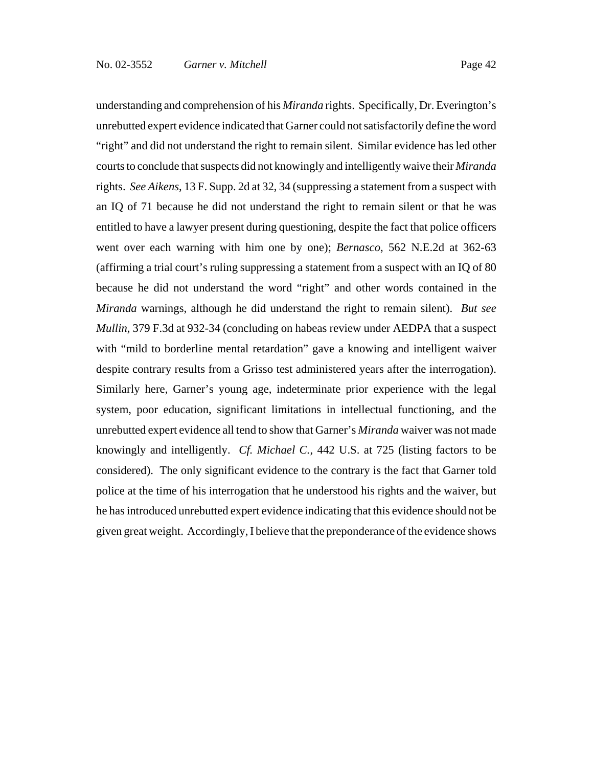understanding and comprehension of his *Miranda* rights. Specifically, Dr. Everington's unrebutted expert evidence indicated that Garner could not satisfactorily define the word "right" and did not understand the right to remain silent. Similar evidence has led other courts to conclude that suspects did not knowingly and intelligently waive their *Miranda* rights. *See Aikens*, 13 F. Supp. 2d at 32, 34 (suppressing a statement from a suspect with an IQ of 71 because he did not understand the right to remain silent or that he was entitled to have a lawyer present during questioning, despite the fact that police officers went over each warning with him one by one); *Bernasco*, 562 N.E.2d at 362-63 (affirming a trial court's ruling suppressing a statement from a suspect with an IQ of 80 because he did not understand the word "right" and other words contained in the *Miranda* warnings, although he did understand the right to remain silent). *But see Mullin*, 379 F.3d at 932-34 (concluding on habeas review under AEDPA that a suspect with "mild to borderline mental retardation" gave a knowing and intelligent waiver despite contrary results from a Grisso test administered years after the interrogation). Similarly here, Garner's young age, indeterminate prior experience with the legal system, poor education, significant limitations in intellectual functioning, and the unrebutted expert evidence all tend to show that Garner's *Miranda* waiver was not made knowingly and intelligently. *Cf. Michael C.*, 442 U.S. at 725 (listing factors to be considered). The only significant evidence to the contrary is the fact that Garner told police at the time of his interrogation that he understood his rights and the waiver, but he has introduced unrebutted expert evidence indicating that this evidence should not be given great weight. Accordingly, I believe that the preponderance of the evidence shows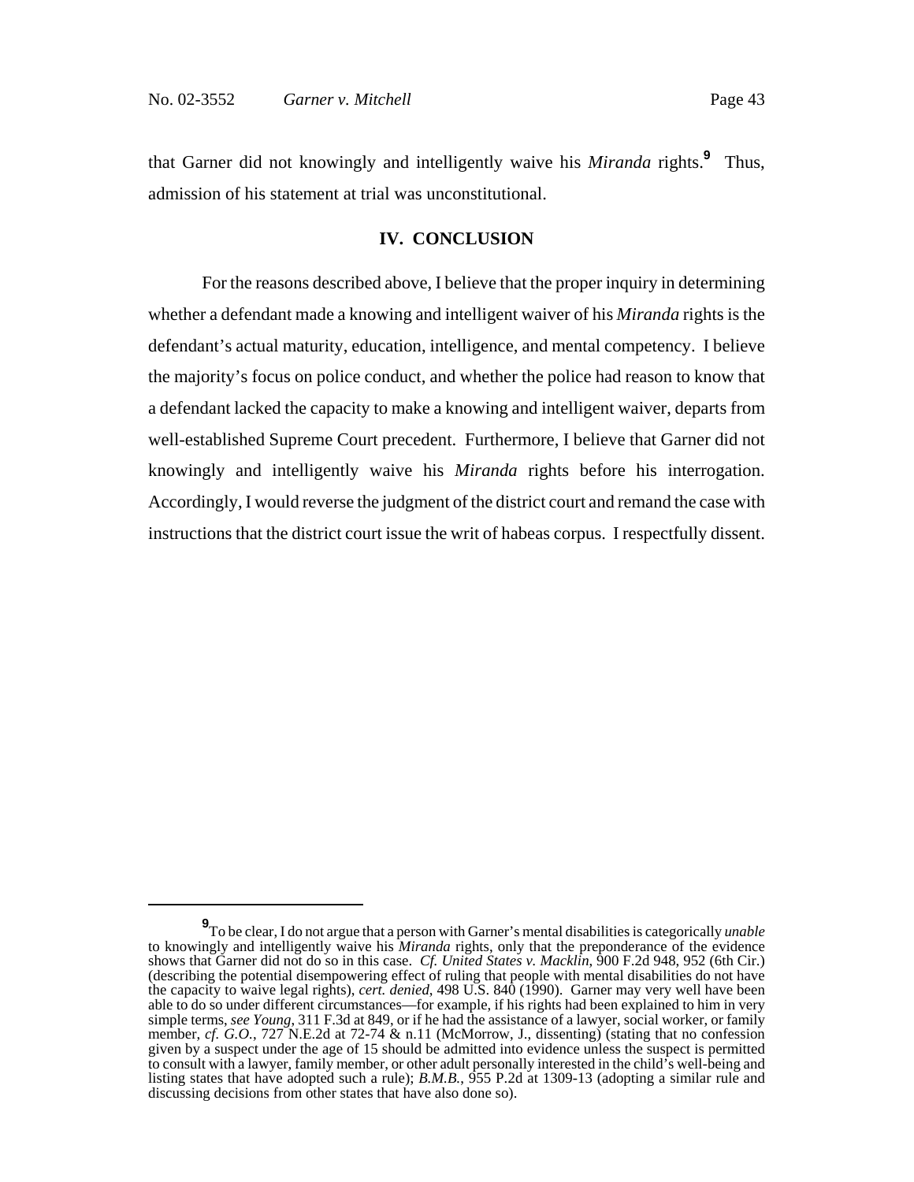that Garner did not knowingly and intelligently waive his *Miranda* rights.[9] Thus, admission of his statement at trial was unconstitutional.

## IV. CONCLUSION

For the reasons described above, I believe that the proper inquiry in determining whether a defendant made a knowing and intelligent waiver of his *Miranda* rights is the defendant's actual maturity, education, intelligence, and mental competency. I believe the majority's focus on police conduct, and whether the police had reason to know that a defendant lacked the capacity to make a knowing and intelligent waiver, departs from well-established Supreme Court precedent. Furthermore, I believe that Garner did not knowingly and intelligently waive his *Miranda* rights before his interrogation. Accordingly, I would reverse the judgment of the district court and remand the case with instructions that the district court issue the writ of habeas corpus. I respectfully dissent.

---

[9] To be clear, I do not argue that a person with Garner's mental disabilities is categorically *unable* to knowingly and intelligently waive his *Miranda* rights, only that the preponderance of the evidence shows that Garner did not do so in this case. *Cf. United States v. Macklin*, 900 F.2d 948, 952 (6th Cir.) (describing the potential disempowering effect of ruling that people with mental disabilities do not have the capacity to waive legal rights), *cert. denied*, 498 U.S. 840 (1990). Garner may very well have been able to do so under different circumstances—for example, if his rights had been explained to him in very simple terms, *see Young*, 311 F.3d at 849, or if he had the assistance of a lawyer, social worker, or family member, *cf. G.O.*, 727 N.E.2d at 72-74 & n.11 (McMorrow, J., dissenting) (stating that no confession given by a suspect under the age of 15 should be admitted into evidence unless the suspect is permitted to consult with a lawyer, family member, or other adult personally interested in the child's well-being and listing states that have adopted such a rule); *B.M.B.*, 955 P.2d at 1309-13 (adopting a similar rule and discussing decisions from other states that have also done so).